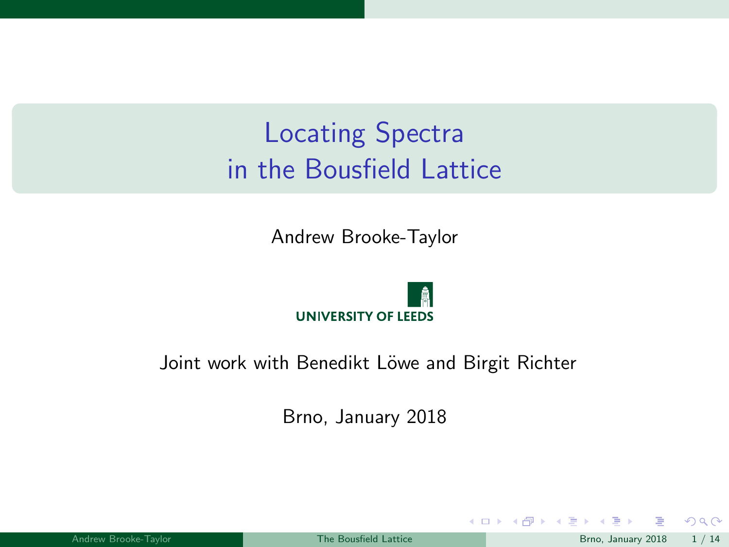# Locating Spectra in the Bousfield Lattice

Andrew Brooke-Taylor

UNIVERSITY OF LEEDS

Joint work with Benedikt Löwe and Birgit Richter

Brno, January 2018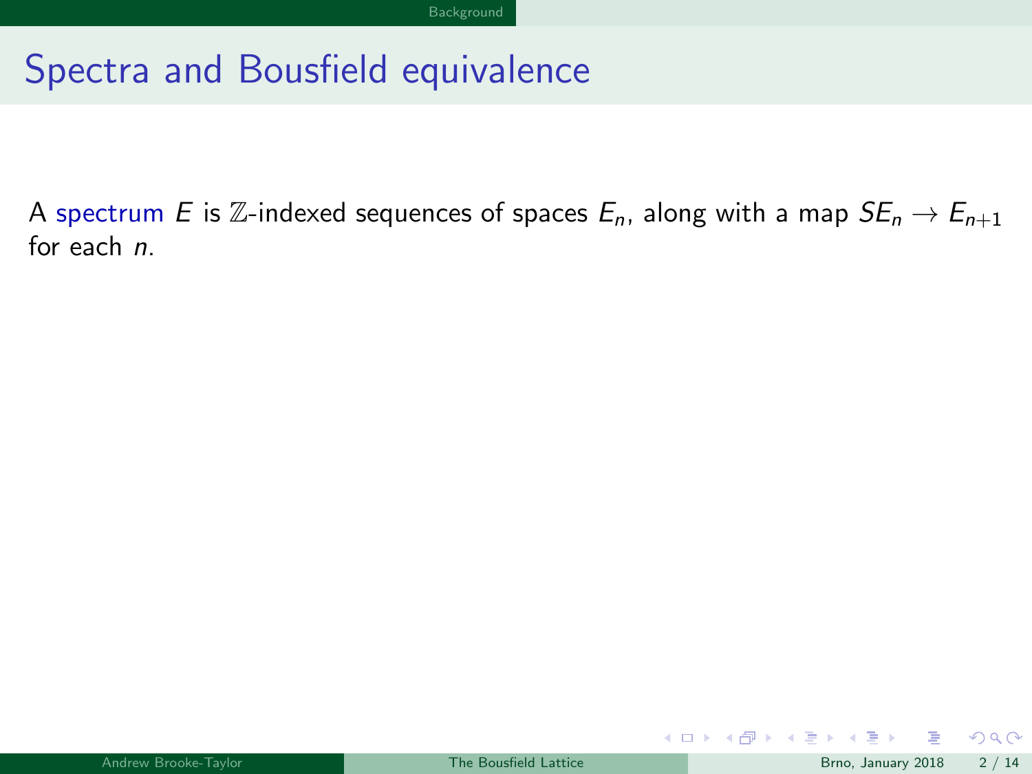# Spectra and Bousfield equivalence

A spectrum $E$ is $\mathbb{Z}$-indexed sequences of spaces $E_n$, along with a map $SE_n \to E_{n+1}$ for each $n$.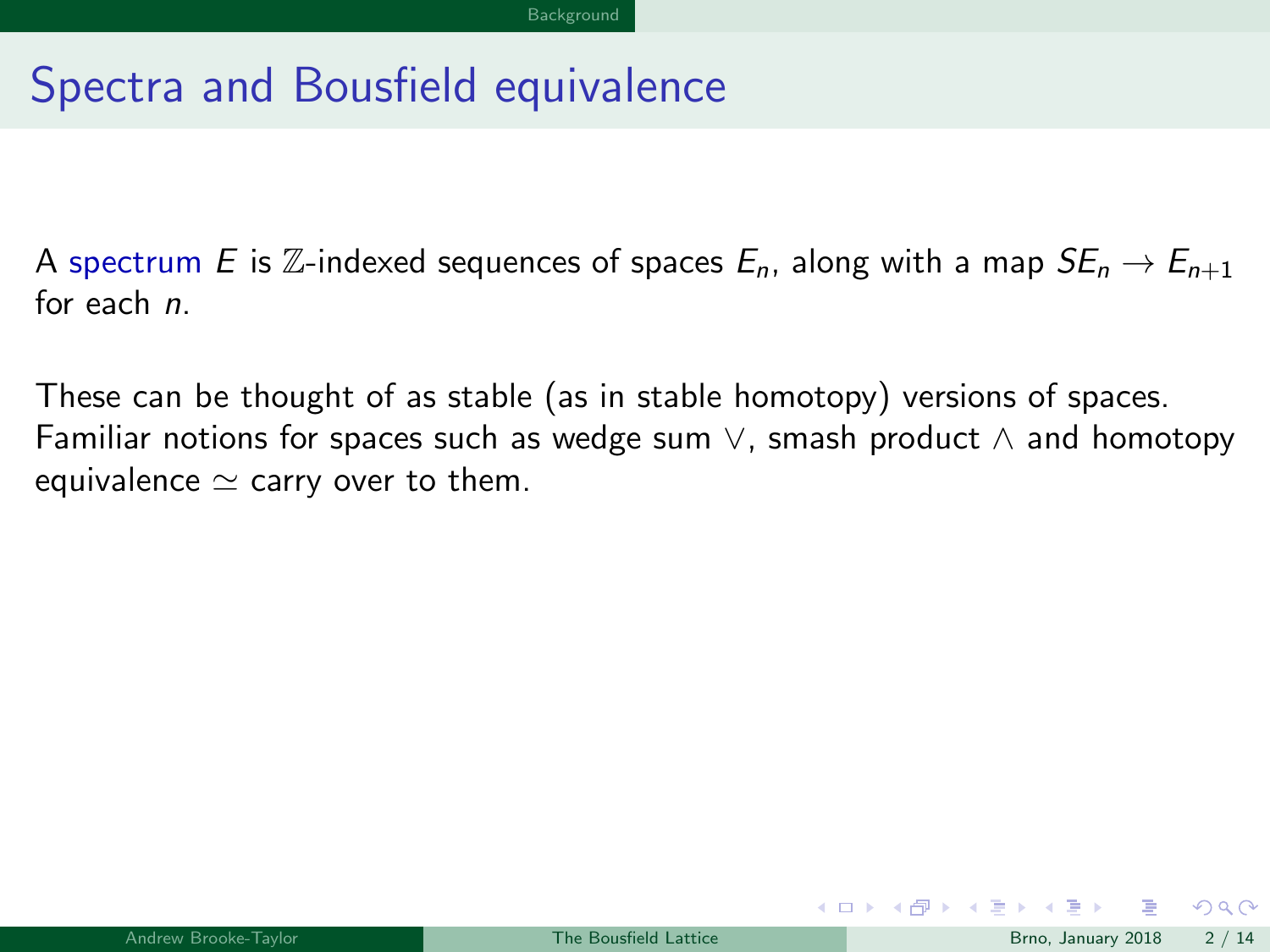# Spectra and Bousfield equivalence

A spectrum $E$ is $\mathbb{Z}$-indexed sequences of spaces $E_n$, along with a map $SE_n \to E_{n+1}$ for each $n$.

These can be thought of as stable (as in stable homotopy) versions of spaces. Familiar notions for spaces such as wedge sum $\vee$, smash product $\wedge$ and homotopy equivalence $\simeq$ carry over to them.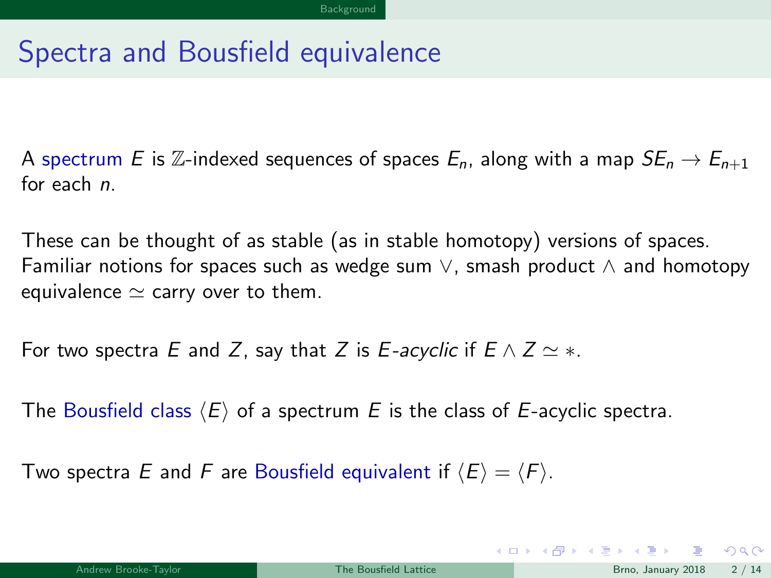# Spectra and Bousfield equivalence

A spectrum $E$ is $\mathbb{Z}$-indexed sequences of spaces $E_n$, along with a map $SE_n \to E_{n+1}$ for each $n$.

These can be thought of as stable (as in stable homotopy) versions of spaces. Familiar notions for spaces such as wedge sum $\vee$, smash product $\wedge$ and homotopy equivalence $\simeq$ carry over to them.

For two spectra $E$ and $Z$, say that $Z$ is *$E$-acyclic* if $E \wedge Z \simeq *$.

The Bousfield class $\langle E \rangle$ of a spectrum $E$ is the class of $E$-acyclic spectra.

Two spectra $E$ and $F$ are Bousfield equivalent if $\langle E \rangle = \langle F \rangle$.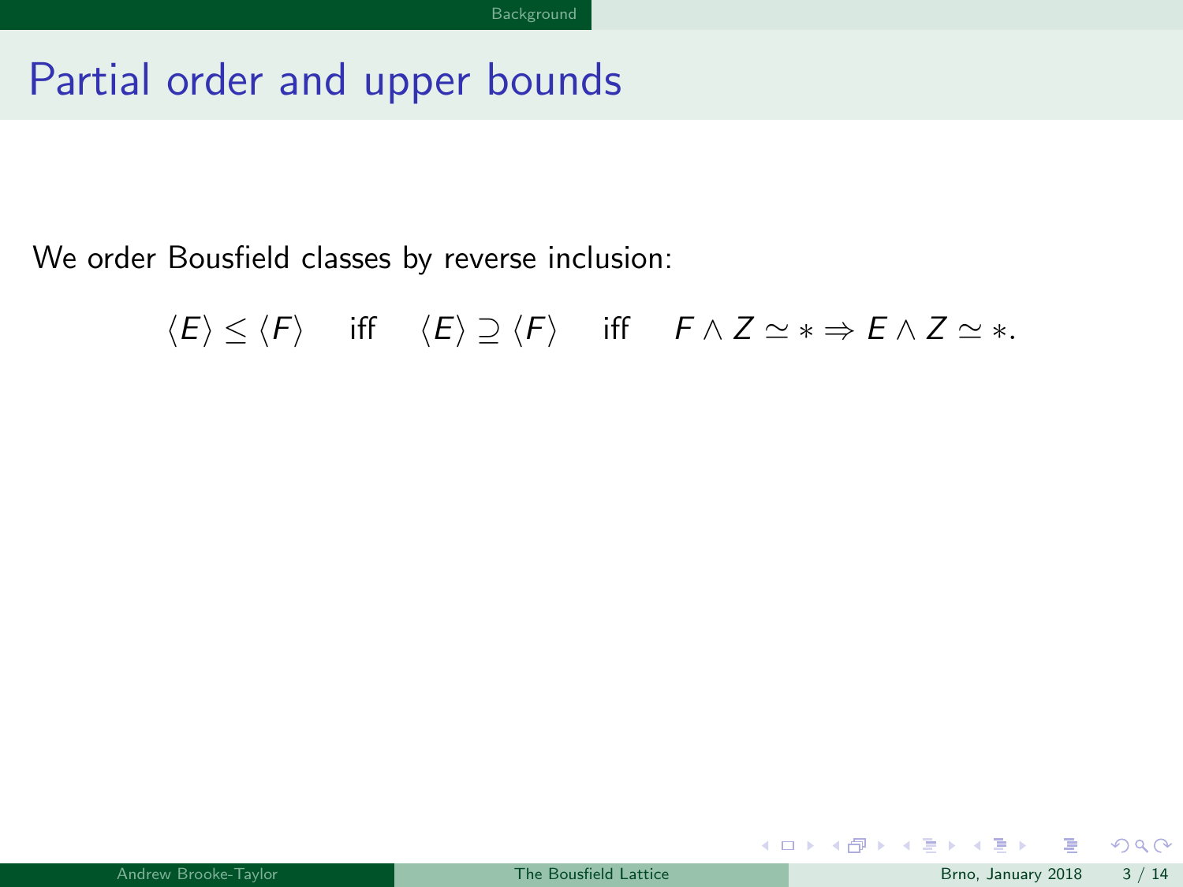# Partial order and upper bounds

We order Bousfield classes by reverse inclusion:

$$\langle E \rangle \leq \langle F \rangle \quad \text{iff} \quad \langle E \rangle \supseteq \langle F \rangle \quad \text{iff} \quad F \wedge Z \simeq * \Rightarrow E \wedge Z \simeq *.$$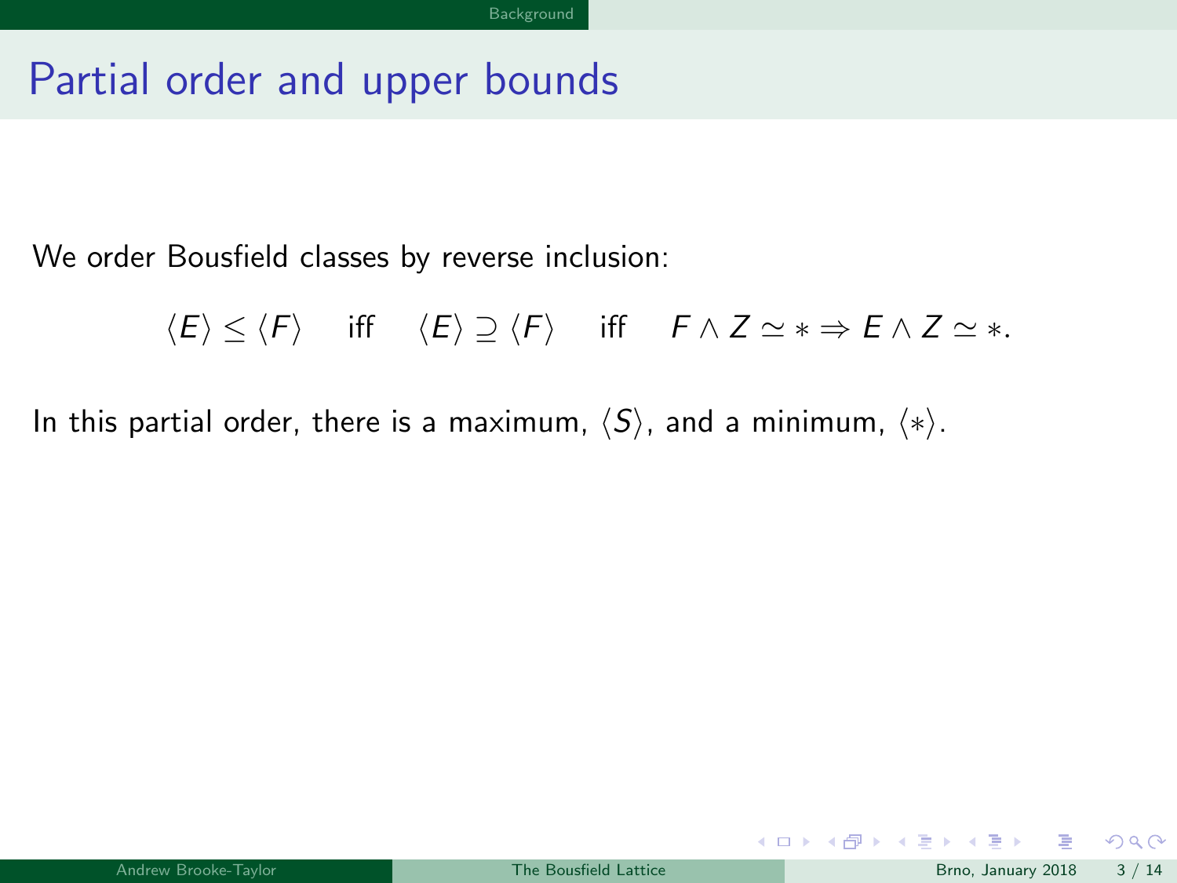# Partial order and upper bounds

We order Bousfield classes by reverse inclusion:

$$\langle E \rangle \leq \langle F \rangle \quad \text{iff} \quad \langle E \rangle \supseteq \langle F \rangle \quad \text{iff} \quad F \wedge Z \simeq * \Rightarrow E \wedge Z \simeq *.$$

In this partial order, there is a maximum, $\langle S \rangle$, and a minimum, $\langle * \rangle$.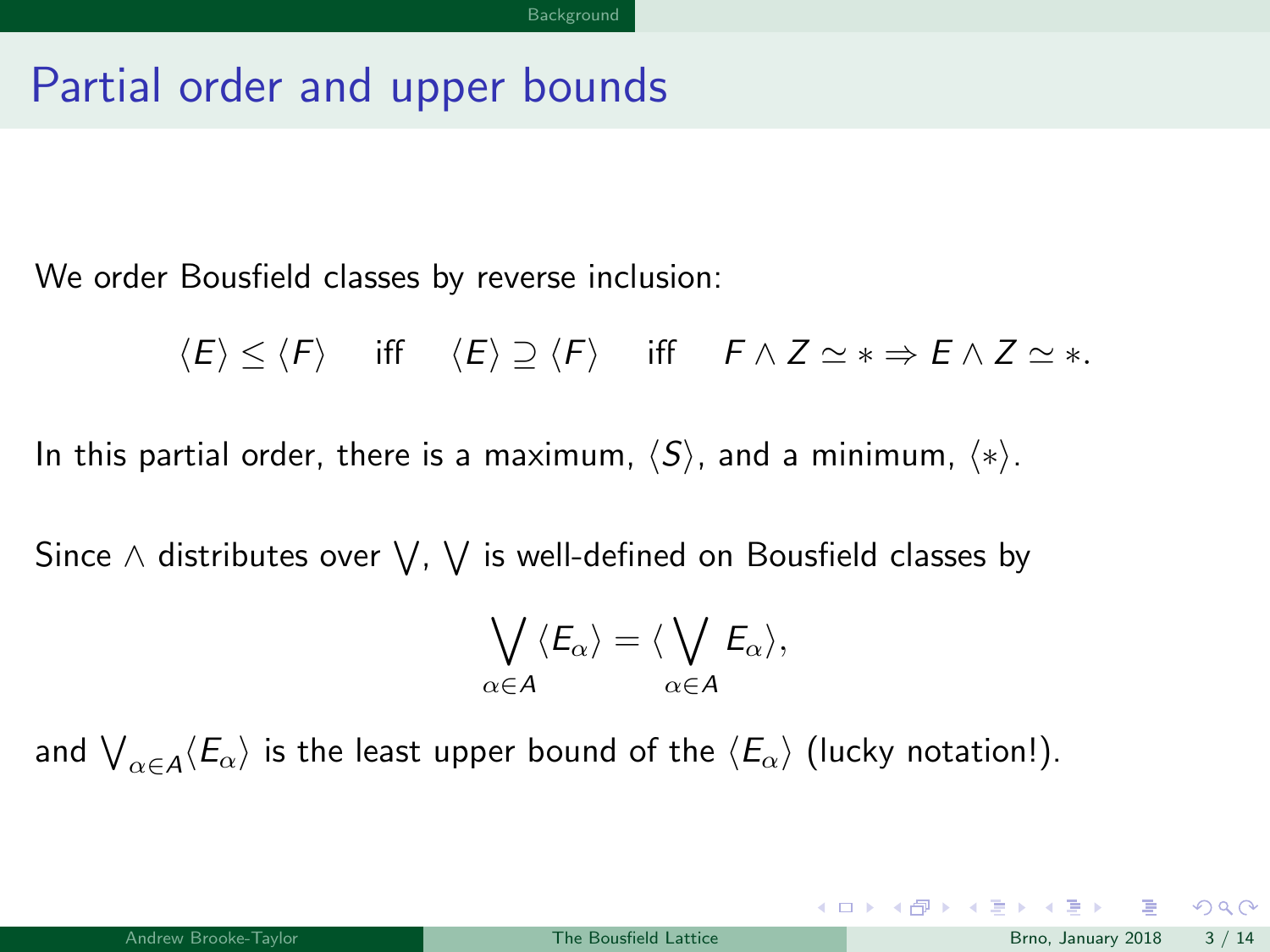# Partial order and upper bounds

We order Bousfield classes by reverse inclusion:

$$\langle E \rangle \leq \langle F \rangle \quad \text{iff} \quad \langle E \rangle \supseteq \langle F \rangle \quad \text{iff} \quad F \wedge Z \simeq * \Rightarrow E \wedge Z \simeq *.$$

In this partial order, there is a maximum, $\langle S \rangle$, and a minimum, $\langle * \rangle$.

Since $\wedge$ distributes over $\bigvee$, $\bigvee$ is well-defined on Bousfield classes by

$$\bigvee_{\alpha \in A} \langle E_\alpha \rangle = \langle \bigvee_{\alpha \in A} E_\alpha \rangle,$$

and $\bigvee_{\alpha \in A} \langle E_\alpha \rangle$ is the least upper bound of the $\langle E_\alpha \rangle$ (lucky notation!).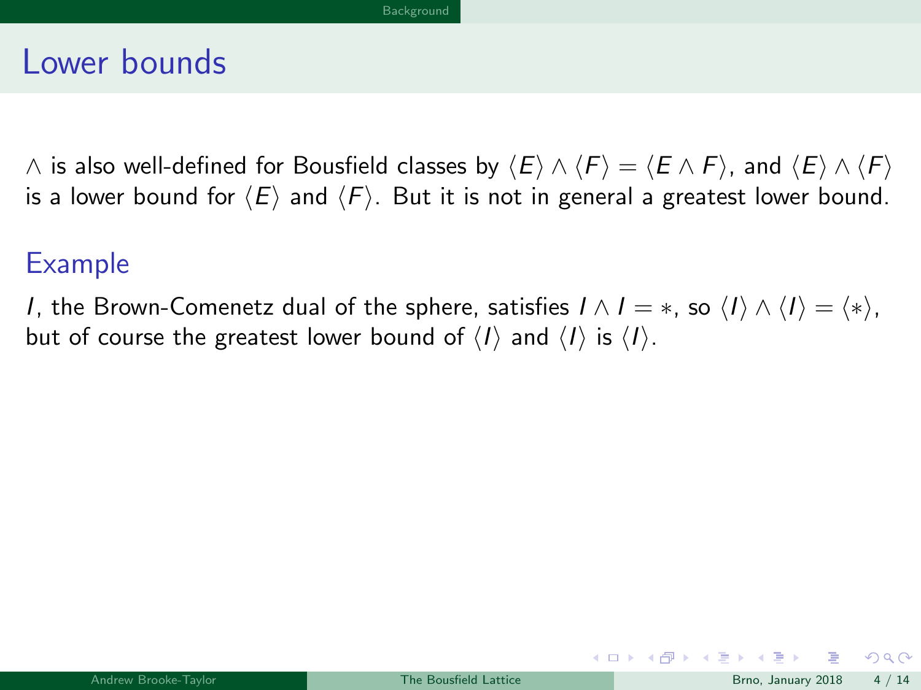# Lower bounds

$\wedge$ is also well-defined for Bousfield classes by $\langle E \rangle \wedge \langle F \rangle = \langle E \wedge F \rangle$, and $\langle E \rangle \wedge \langle F \rangle$ is a lower bound for $\langle E \rangle$ and $\langle F \rangle$. But it is not in general a greatest lower bound.

## Example

$I$, the Brown-Comenetz dual of the sphere, satisfies $I \wedge I = *$, so $\langle I \rangle \wedge \langle I \rangle = \langle * \rangle$, but of course the greatest lower bound of $\langle I \rangle$ and $\langle I \rangle$ is $\langle I \rangle$.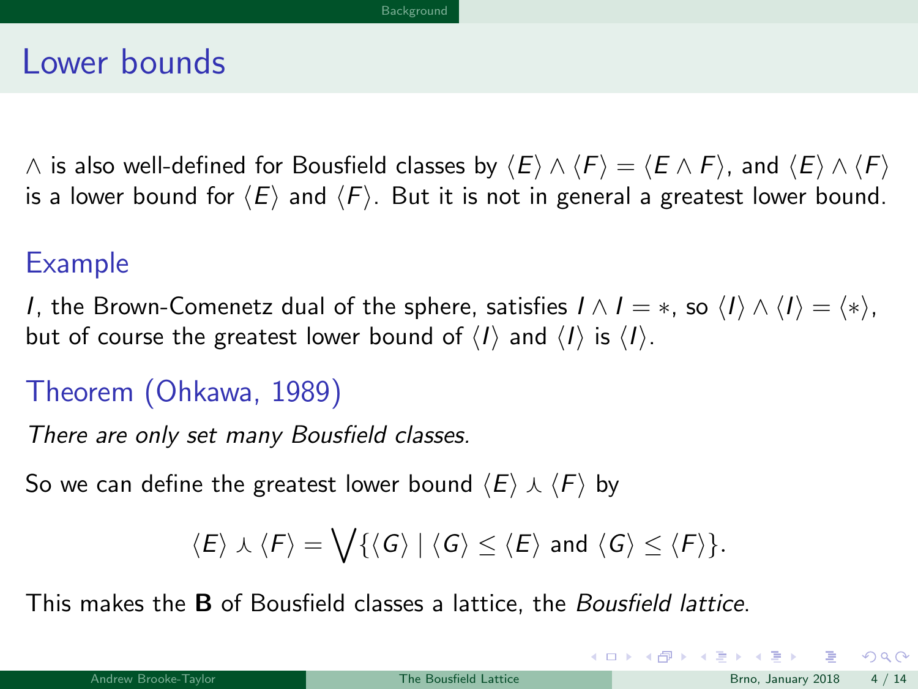## Lower bounds

$\wedge$ is also well-defined for Bousfield classes by $\langle E\rangle \wedge \langle F\rangle = \langle E \wedge F\rangle$, and $\langle E\rangle \wedge \langle F\rangle$ is a lower bound for $\langle E\rangle$ and $\langle F\rangle$. But it is not in general a greatest lower bound.

### Example

$I$, the Brown-Comenetz dual of the sphere, satisfies $I \wedge I = *$, so $\langle I\rangle \wedge \langle I\rangle = \langle *\rangle$, but of course the greatest lower bound of $\langle I\rangle$ and $\langle I\rangle$ is $\langle I\rangle$.

### Theorem (Ohkawa, 1989)

*There are only set many Bousfield classes.*

So we can define the greatest lower bound $\langle E\rangle \curlywedge \langle F\rangle$ by

$$\langle E\rangle \curlywedge \langle F\rangle = \bigvee\{\langle G\rangle \mid \langle G\rangle \leq \langle E\rangle \text{ and } \langle G\rangle \leq \langle F\rangle\}.$$

This makes the **B** of Bousfield classes a lattice, the *Bousfield lattice*.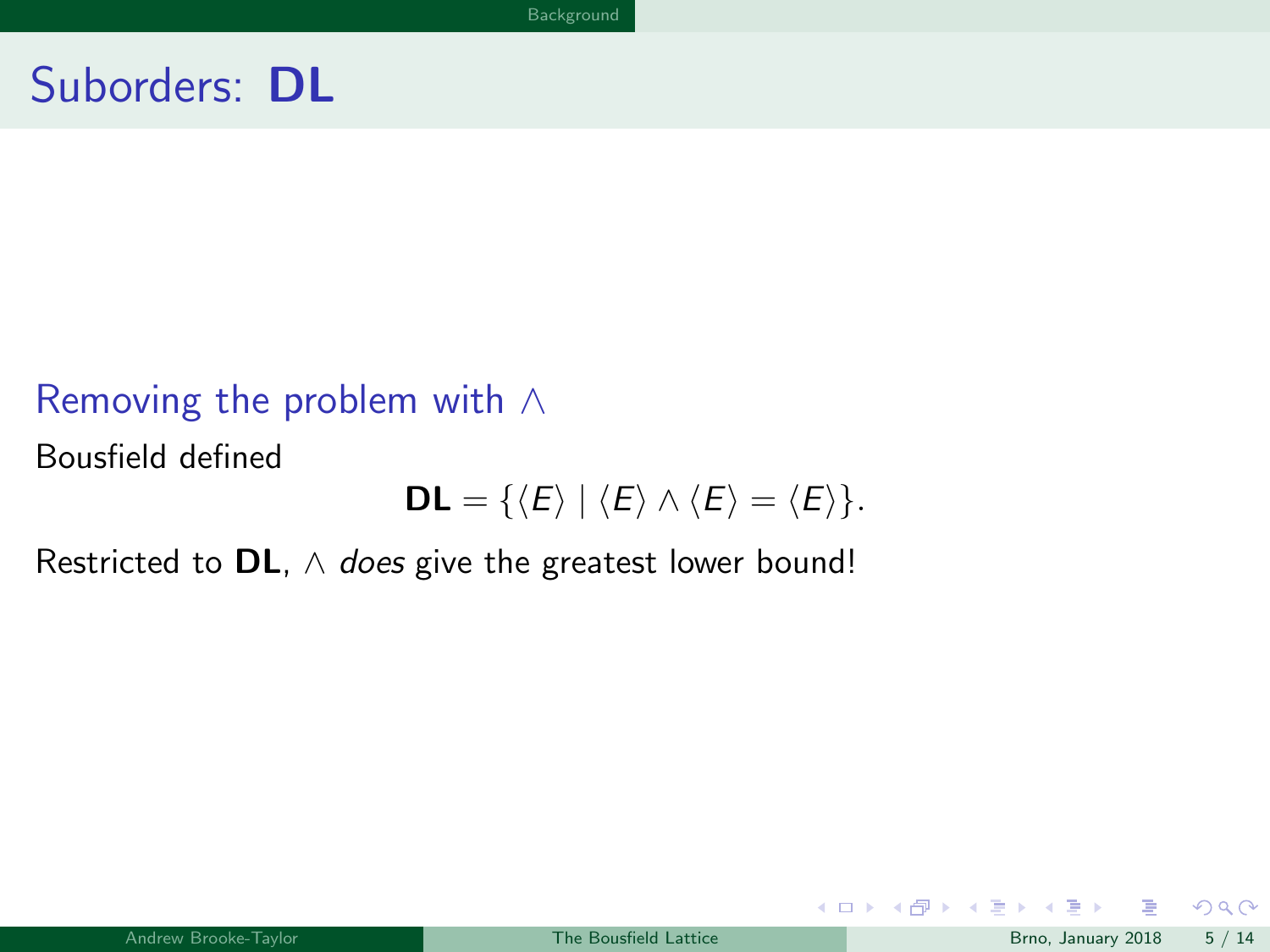# Suborders: **DL**

### Removing the problem with $\wedge$

Bousfield defined

$$\mathbf{DL} = \{\langle E \rangle \mid \langle E \rangle \wedge \langle E \rangle = \langle E \rangle\}.$$

Restricted to **DL**, $\wedge$ *does* give the greatest lower bound!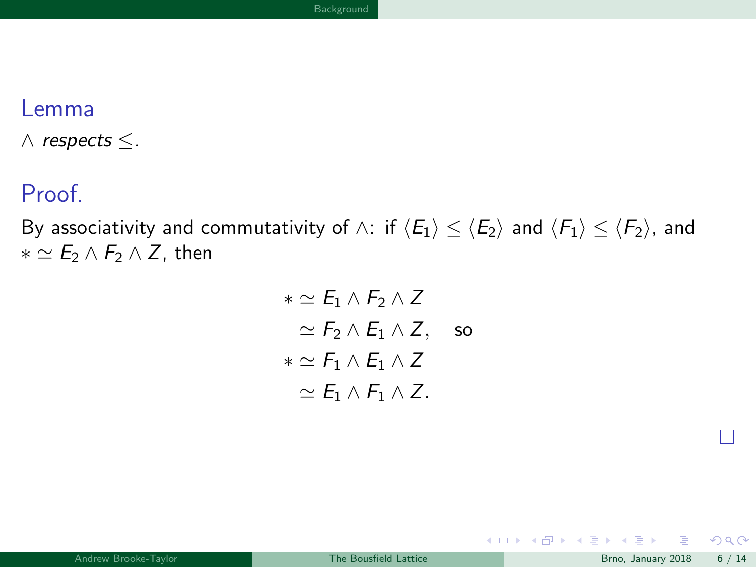### Lemma

$\wedge$ *respects* $\leq$*.*

### Proof.

By associativity and commutativity of $\wedge$: if $\langle E_1 \rangle \leq \langle E_2 \rangle$ and $\langle F_1 \rangle \leq \langle F_2 \rangle$, and $* \simeq E_2 \wedge F_2 \wedge Z$, then

$$
\begin{aligned}
* &\simeq E_1 \wedge F_2 \wedge Z \\
&\simeq F_2 \wedge E_1 \wedge Z, \quad \text{so} \\
* &\simeq F_1 \wedge E_1 \wedge Z \\
&\simeq E_1 \wedge F_1 \wedge Z.
\end{aligned}
$$

□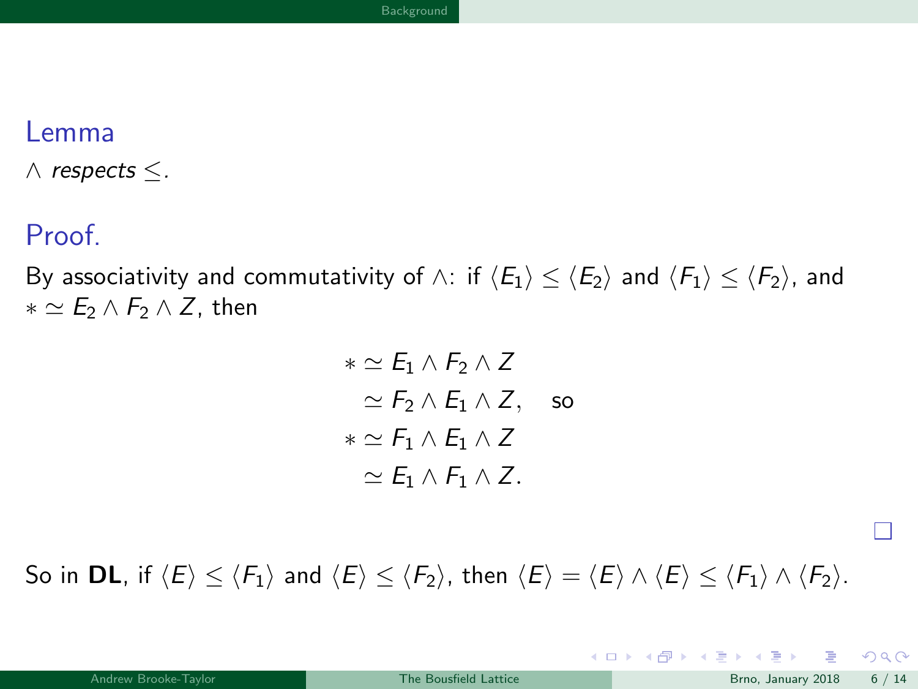## Lemma

*$\wedge$ respects $\leq$.*

## Proof.

By associativity and commutativity of $\wedge$: if $\langle E_1 \rangle \leq \langle E_2 \rangle$ and $\langle F_1 \rangle \leq \langle F_2 \rangle$, and $* \simeq E_2 \wedge F_2 \wedge Z$, then

$$
\begin{aligned}
* &\simeq E_1 \wedge F_2 \wedge Z \\
&\simeq F_2 \wedge E_1 \wedge Z, \quad \text{so} \\
* &\simeq F_1 \wedge E_1 \wedge Z \\
&\simeq E_1 \wedge F_1 \wedge Z.
\end{aligned}
$$

□

So in **DL**, if $\langle E \rangle \leq \langle F_1 \rangle$ and $\langle E \rangle \leq \langle F_2 \rangle$, then $\langle E \rangle = \langle E \rangle \wedge \langle E \rangle \leq \langle F_1 \rangle \wedge \langle F_2 \rangle$.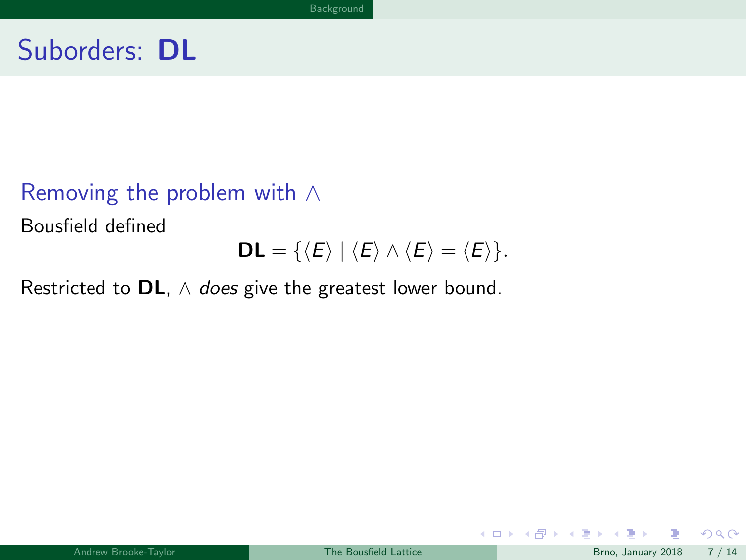# Suborders: **DL**

### Removing the problem with $\wedge$

Bousfield defined

$$\mathbf{DL} = \{\langle E \rangle \mid \langle E \rangle \wedge \langle E \rangle = \langle E \rangle\}.$$

Restricted to **DL**, $\wedge$ *does* give the greatest lower bound.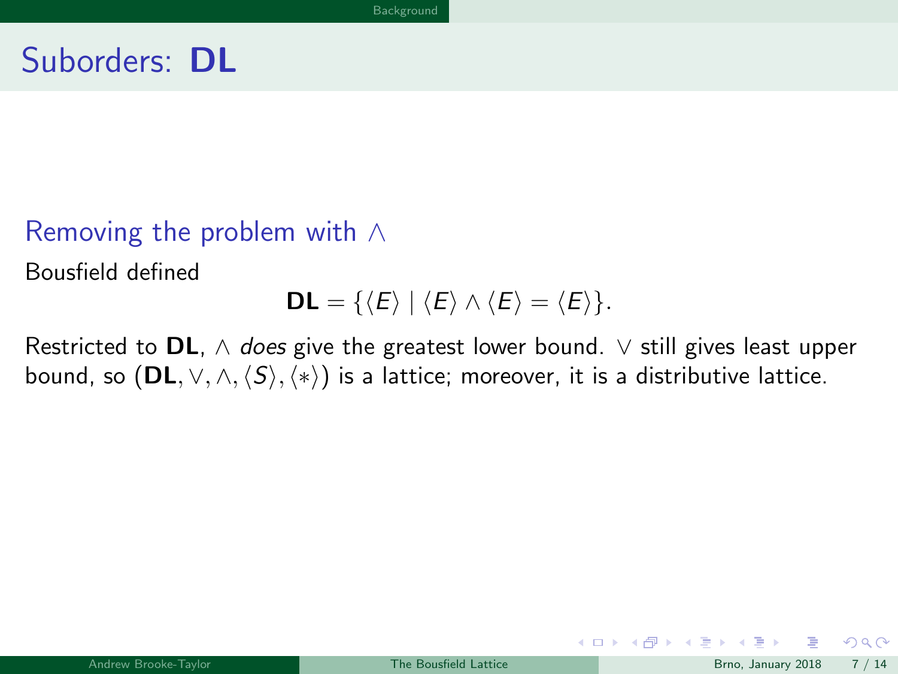# Suborders: **DL**

### Removing the problem with $\wedge$

Bousfield defined

$$\mathbf{DL} = \{\langle E\rangle \mid \langle E\rangle \wedge \langle E\rangle = \langle E\rangle\}.$$

Restricted to **DL**, $\wedge$ *does* give the greatest lower bound. $\vee$ still gives least upper bound, so $(\mathbf{DL}, \vee, \wedge, \langle S\rangle, \langle *\rangle)$ is a lattice; moreover, it is a distributive lattice.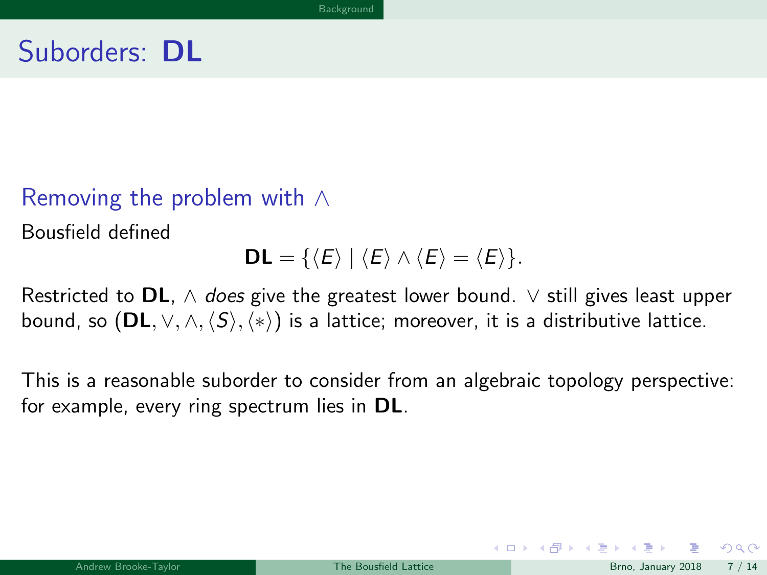# Suborders: **DL**

### Removing the problem with $\wedge$

Bousfield defined

$$\mathbf{DL} = \{\langle E \rangle \mid \langle E \rangle \wedge \langle E \rangle = \langle E \rangle\}.$$

Restricted to **DL**, $\wedge$ *does* give the greatest lower bound. $\vee$ still gives least upper bound, so $(\mathbf{DL}, \vee, \wedge, \langle S \rangle, \langle * \rangle)$ is a lattice; moreover, it is a distributive lattice.

This is a reasonable suborder to consider from an algebraic topology perspective: for example, every ring spectrum lies in **DL**.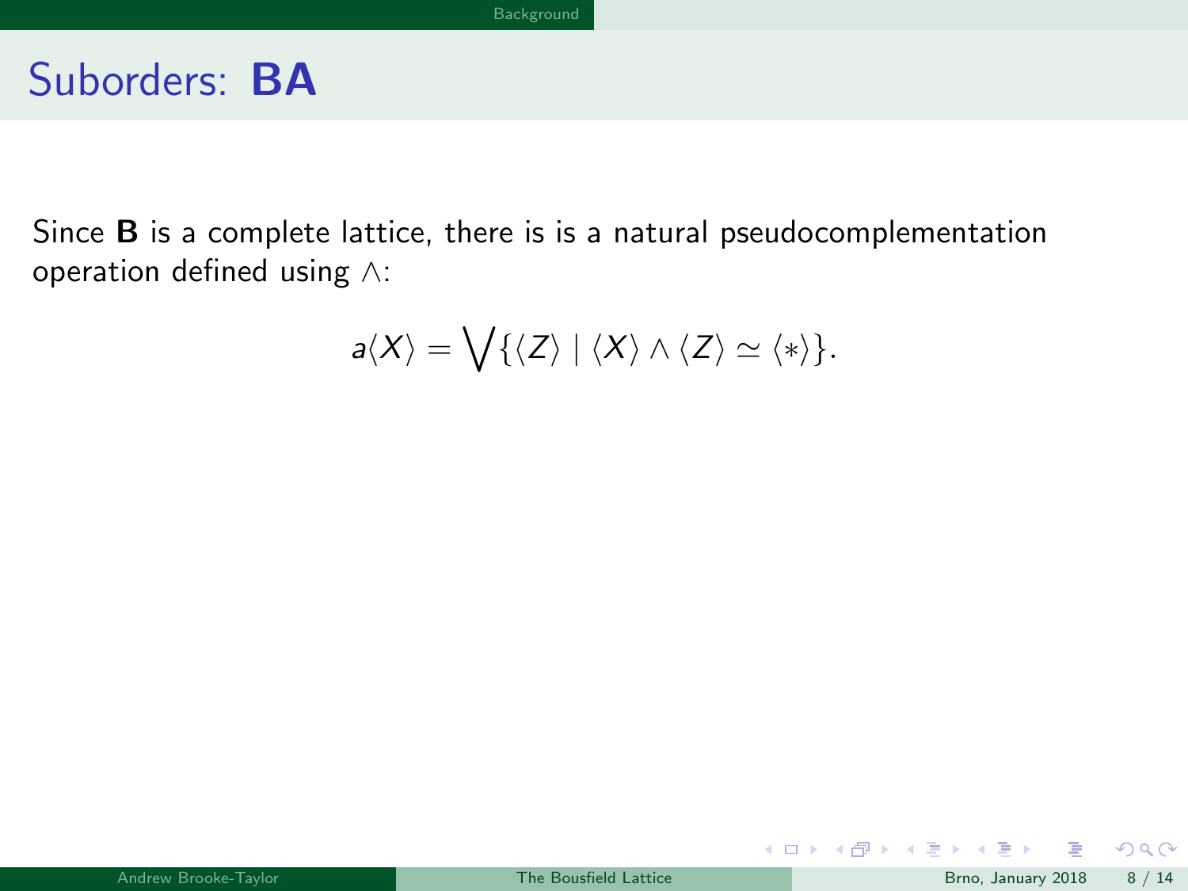# Suborders: **BA**

Since **B** is a complete lattice, there is is a natural pseudocomplementation operation defined using $\wedge$:

$$a\langle X\rangle = \bigvee\{\langle Z\rangle \mid \langle X\rangle \wedge \langle Z\rangle \simeq \langle *\rangle\}.$$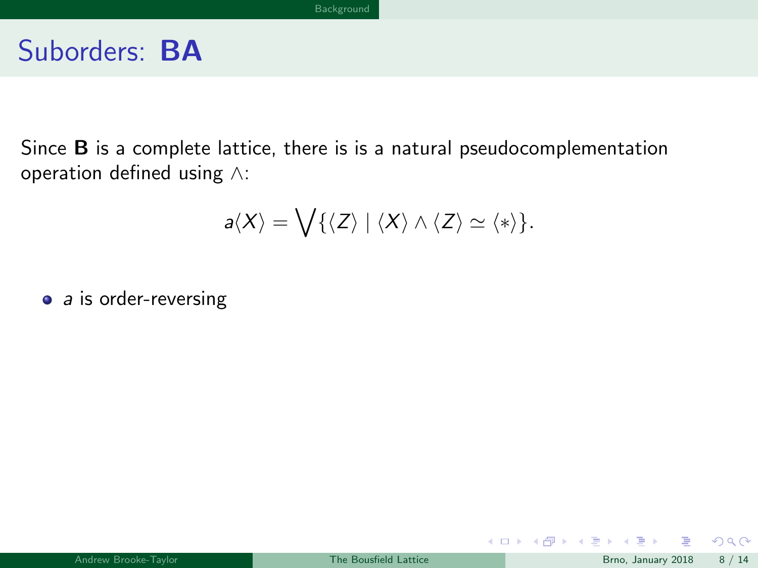# Suborders: **BA**

Since **B** is a complete lattice, there is is a natural pseudocomplementation operation defined using $\wedge$:

$$a\langle X\rangle = \bigvee\{\langle Z\rangle \mid \langle X\rangle \wedge \langle Z\rangle \simeq \langle * \rangle\}.$$

- $a$ is order-reversing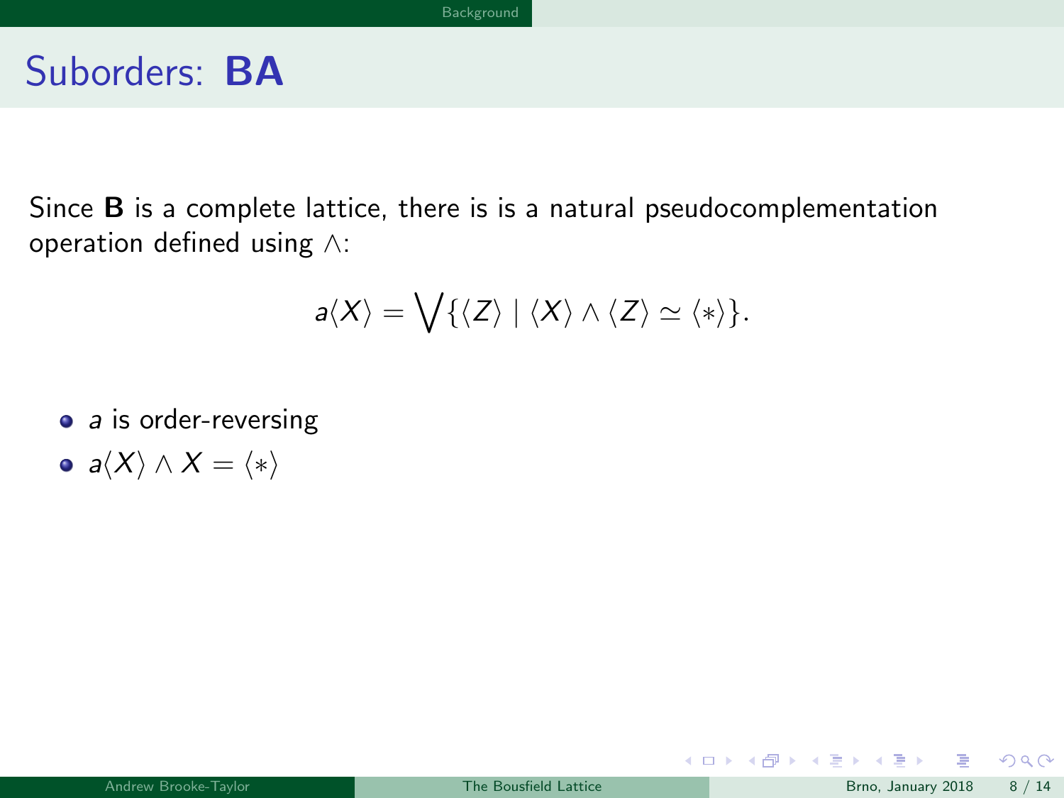# Suborders: **BA**

Since **B** is a complete lattice, there is is a natural pseudocomplementation operation defined using $\wedge$:

$$a\langle X \rangle = \bigvee \{ \langle Z \rangle \mid \langle X \rangle \wedge \langle Z \rangle \simeq \langle * \rangle \}.$$

- $a$ is order-reversing
- $a\langle X \rangle \wedge X = \langle * \rangle$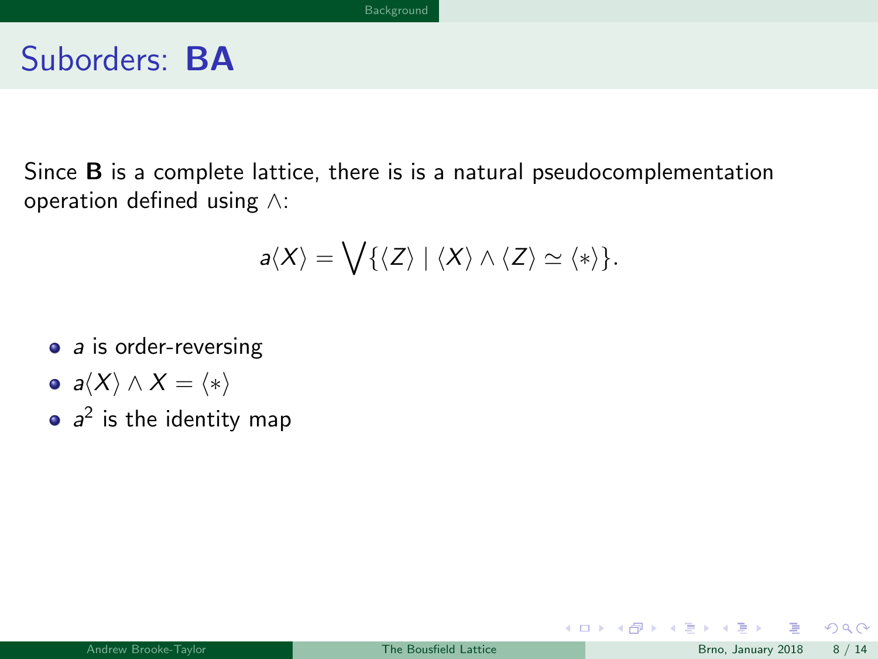# Suborders: **BA**

Since **B** is a complete lattice, there is is a natural pseudocomplementation operation defined using $\wedge$:

$$a\langle X\rangle = \bigvee\{\langle Z\rangle \mid \langle X\rangle \wedge \langle Z\rangle \simeq \langle *\rangle\}.$$

- $a$ is order-reversing
- $a\langle X\rangle \wedge X = \langle *\rangle$
- $a^2$ is the identity map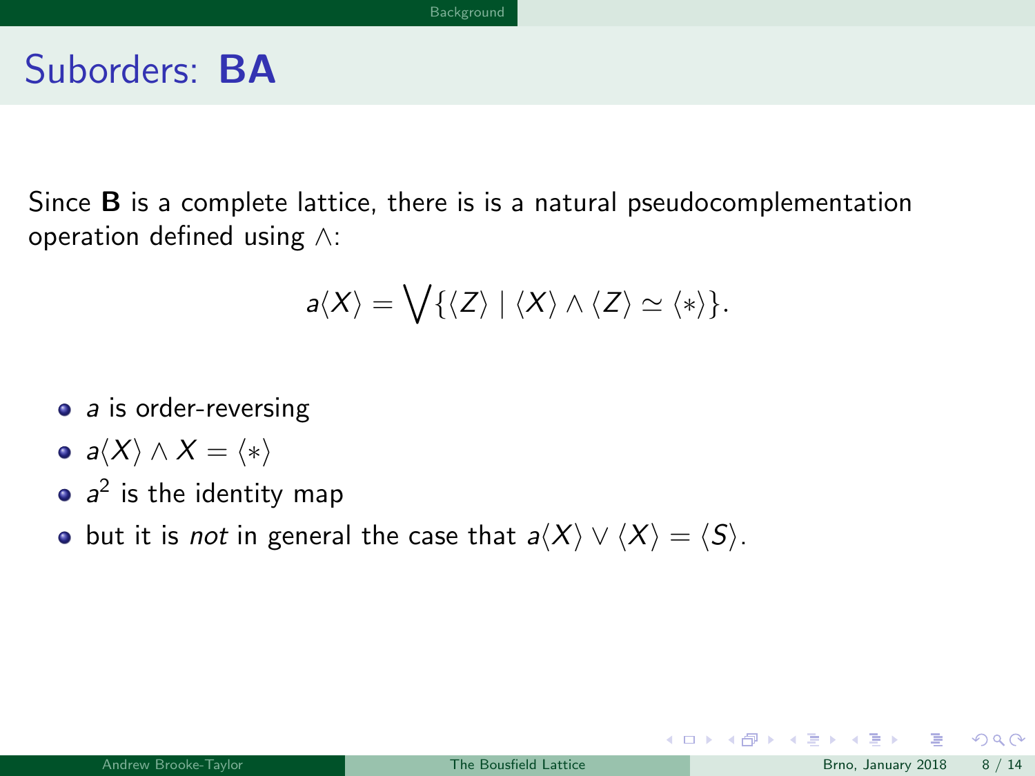# Suborders: **BA**

Since **B** is a complete lattice, there is is a natural pseudocomplementation operation defined using $\wedge$:

$$a\langle X\rangle = \bigvee\{\langle Z\rangle \mid \langle X\rangle \wedge \langle Z\rangle \simeq \langle * \rangle\}.$$

- $a$ is order-reversing
- $a\langle X\rangle \wedge X = \langle * \rangle$
- $a^2$ is the identity map
- but it is *not* in general the case that $a\langle X\rangle \vee \langle X\rangle = \langle S\rangle$.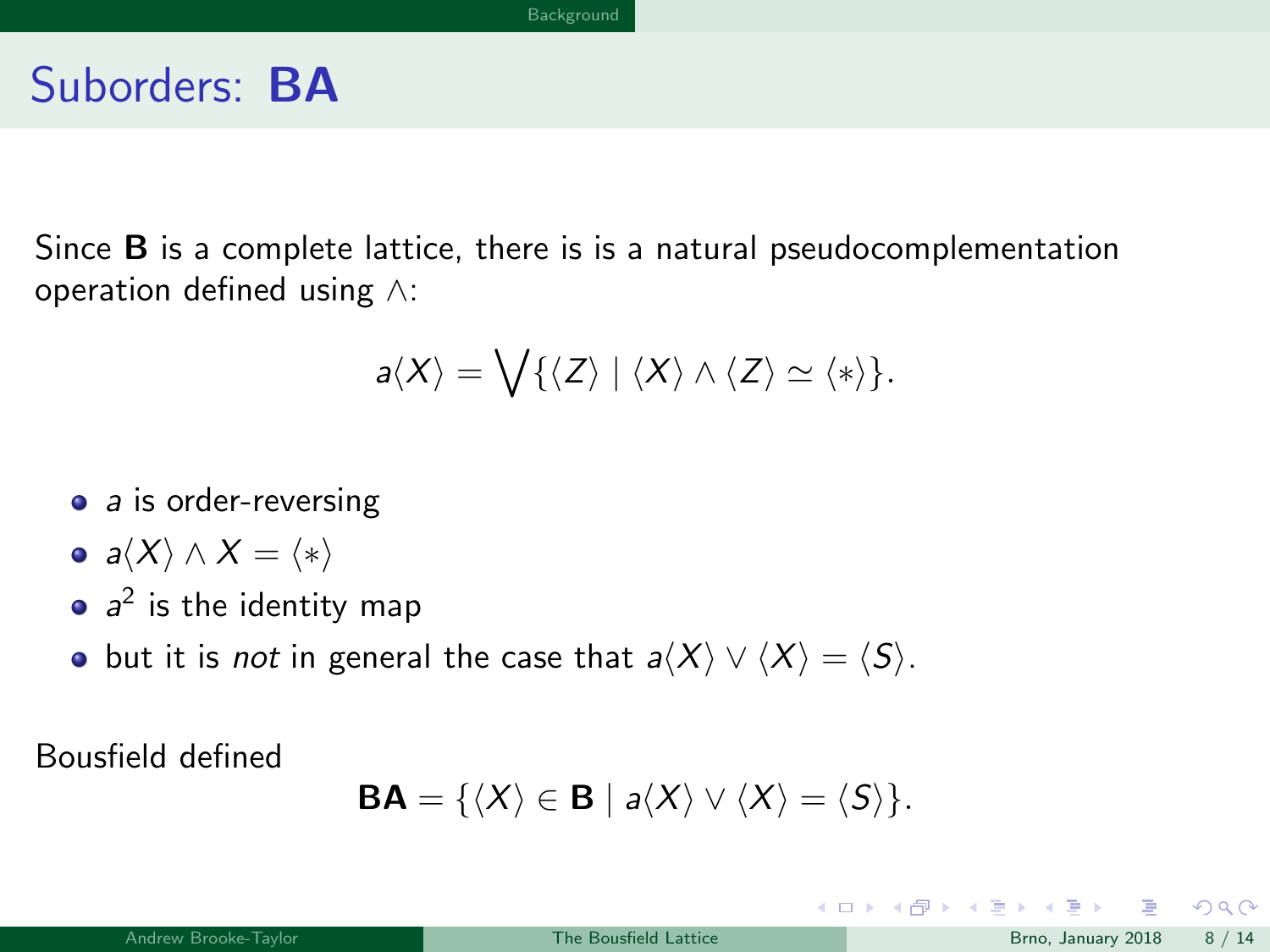# Suborders: **BA**

Since **B** is a complete lattice, there is is a natural pseudocomplementation operation defined using $\wedge$:

$$a\langle X\rangle = \bigvee\{\langle Z\rangle \mid \langle X\rangle \wedge \langle Z\rangle \simeq \langle *\rangle\}.$$

- $a$ is order-reversing
- $a\langle X\rangle \wedge X = \langle *\rangle$
- $a^2$ is the identity map
- but it is *not* in general the case that $a\langle X\rangle \vee \langle X\rangle = \langle S\rangle$.

Bousfield defined

$$\mathbf{BA} = \{\langle X\rangle \in \mathbf{B} \mid a\langle X\rangle \vee \langle X\rangle = \langle S\rangle\}.$$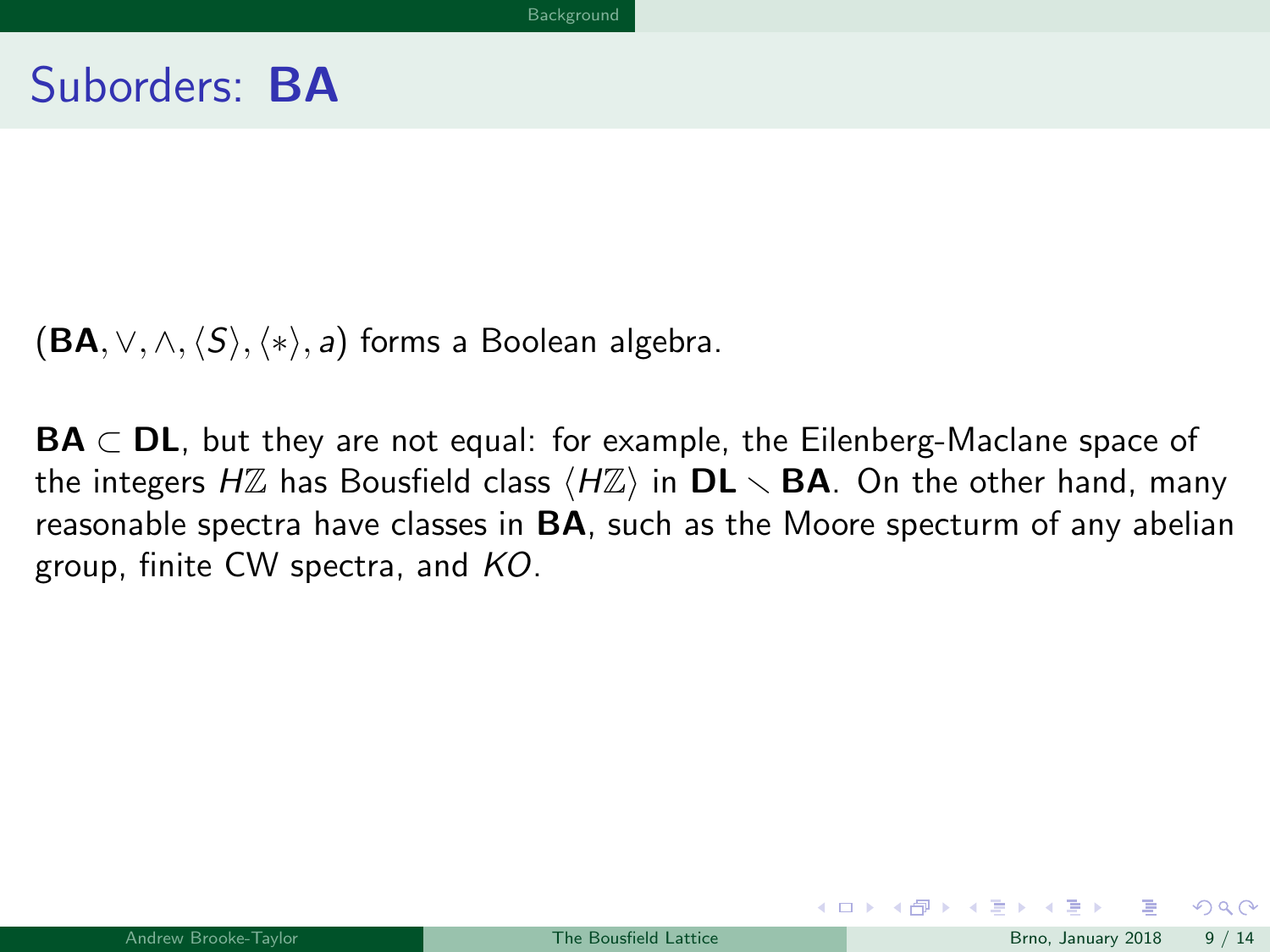# Suborders: **BA**

$(\mathbf{BA}, \vee, \wedge, \langle S \rangle, \langle * \rangle, a)$ forms a Boolean algebra.

$\mathbf{BA} \subset \mathbf{DL}$, but they are not equal: for example, the Eilenberg-Maclane space of the integers $H\mathbb{Z}$ has Bousfield class $\langle H\mathbb{Z} \rangle$ in $\mathbf{DL} \smallsetminus \mathbf{BA}$. On the other hand, many reasonable spectra have classes in **BA**, such as the Moore specturm of any abelian group, finite CW spectra, and $KO$.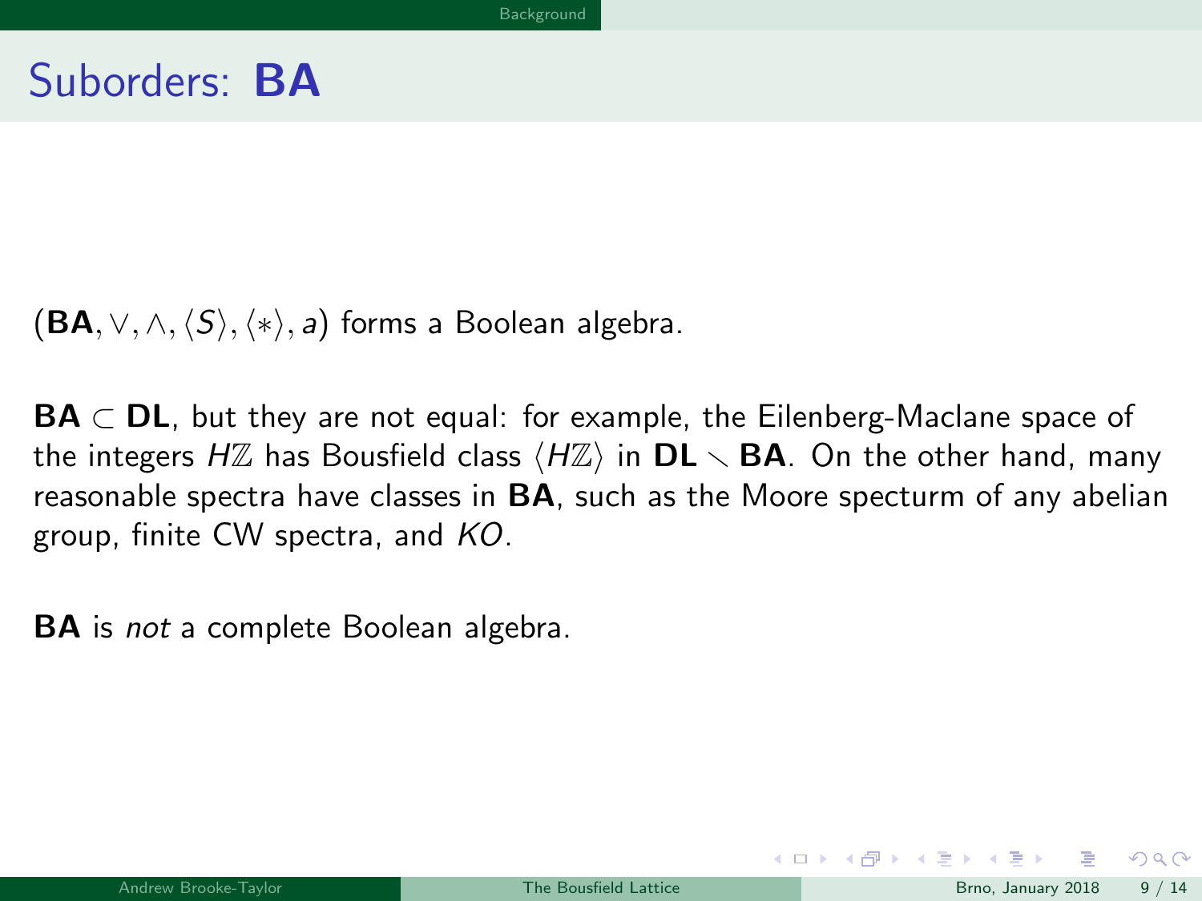# Suborders: BA

$(\mathbf{BA}, \vee, \wedge, \langle S \rangle, \langle * \rangle, a)$ forms a Boolean algebra.

$\mathbf{BA} \subset \mathbf{DL}$, but they are not equal: for example, the Eilenberg-Maclane space of the integers $H\mathbb{Z}$ has Bousfield class $\langle H\mathbb{Z} \rangle$ in $\mathbf{DL} \setminus \mathbf{BA}$. On the other hand, many reasonable spectra have classes in **BA**, such as the Moore specturm of any abelian group, finite CW spectra, and $KO$.

**BA** is *not* a complete Boolean algebra.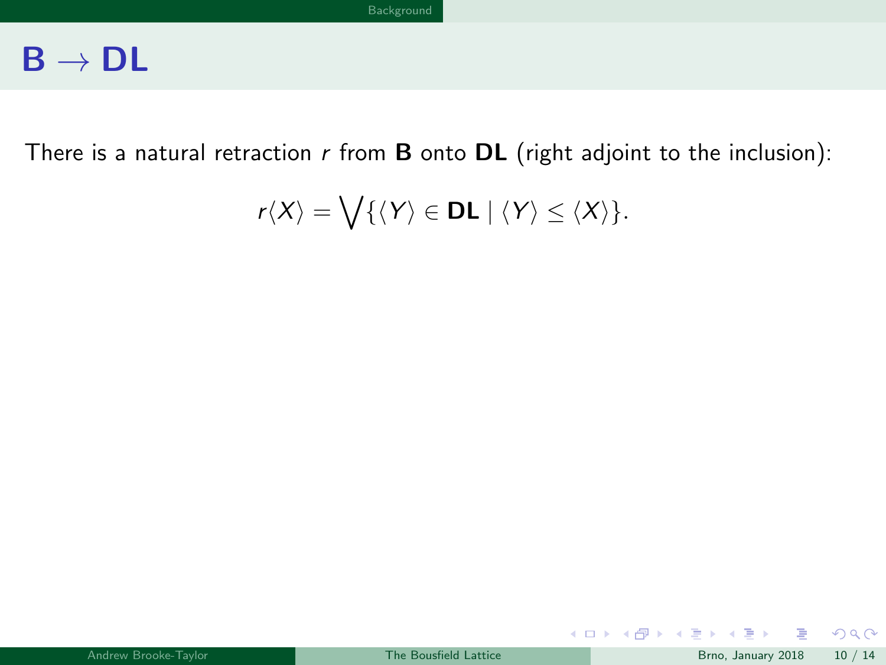# $\mathbf{B} \to \mathbf{DL}$

There is a natural retraction $r$ from $\mathbf{B}$ onto $\mathbf{DL}$ (right adjoint to the inclusion):

$$r\langle X\rangle = \bigvee\{\langle Y\rangle \in \mathbf{DL} \mid \langle Y\rangle \leq \langle X\rangle\}.$$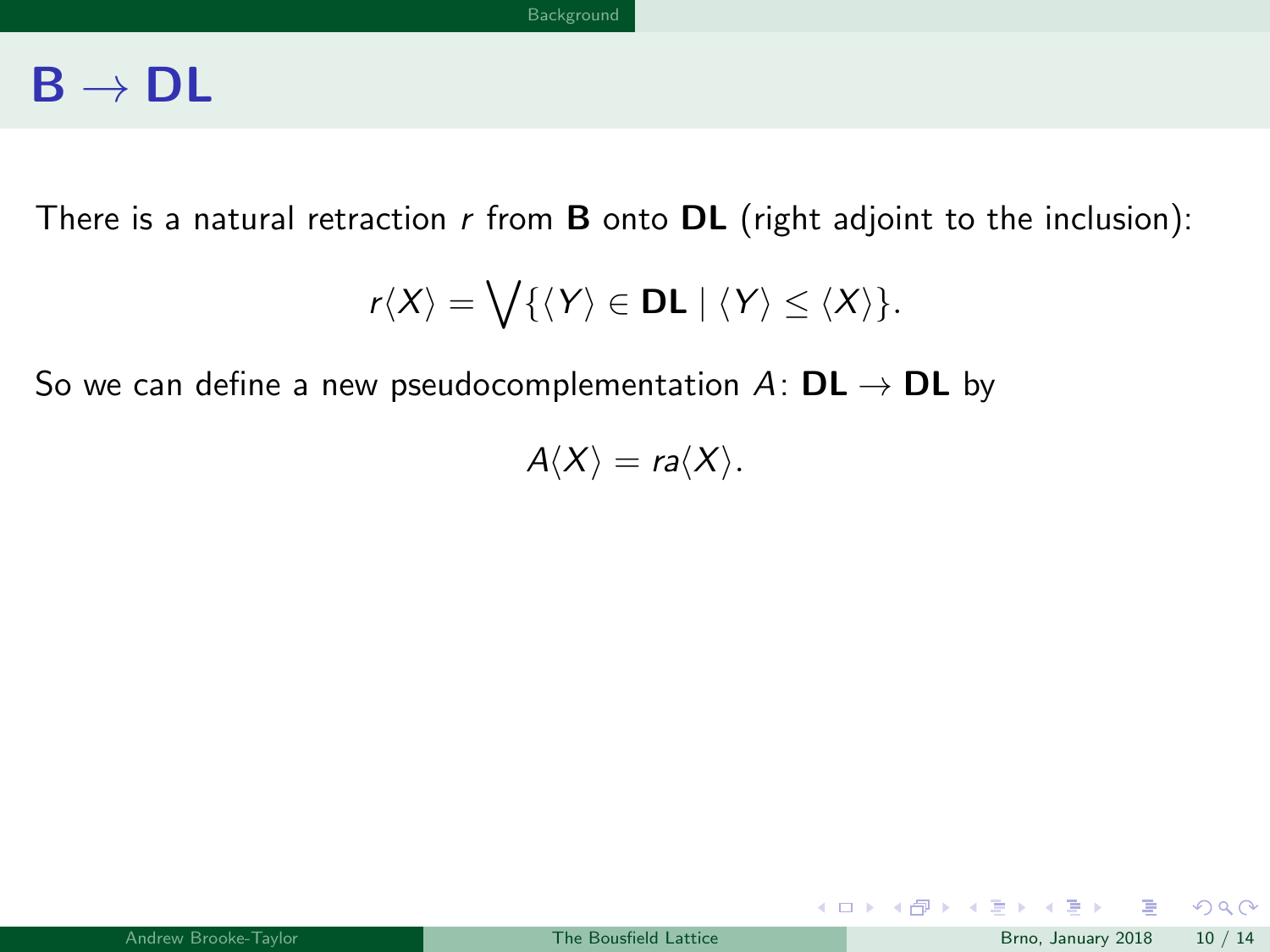# $\mathbf{B} \to \mathbf{DL}$

There is a natural retraction $r$ from **B** onto **DL** (right adjoint to the inclusion):

$$r\langle X\rangle = \bigvee\{\langle Y\rangle \in \mathbf{DL} \mid \langle Y\rangle \leq \langle X\rangle\}.$$

So we can define a new pseudocomplementation $A\colon \mathbf{DL} \to \mathbf{DL}$ by

$$A\langle X\rangle = ra\langle X\rangle.$$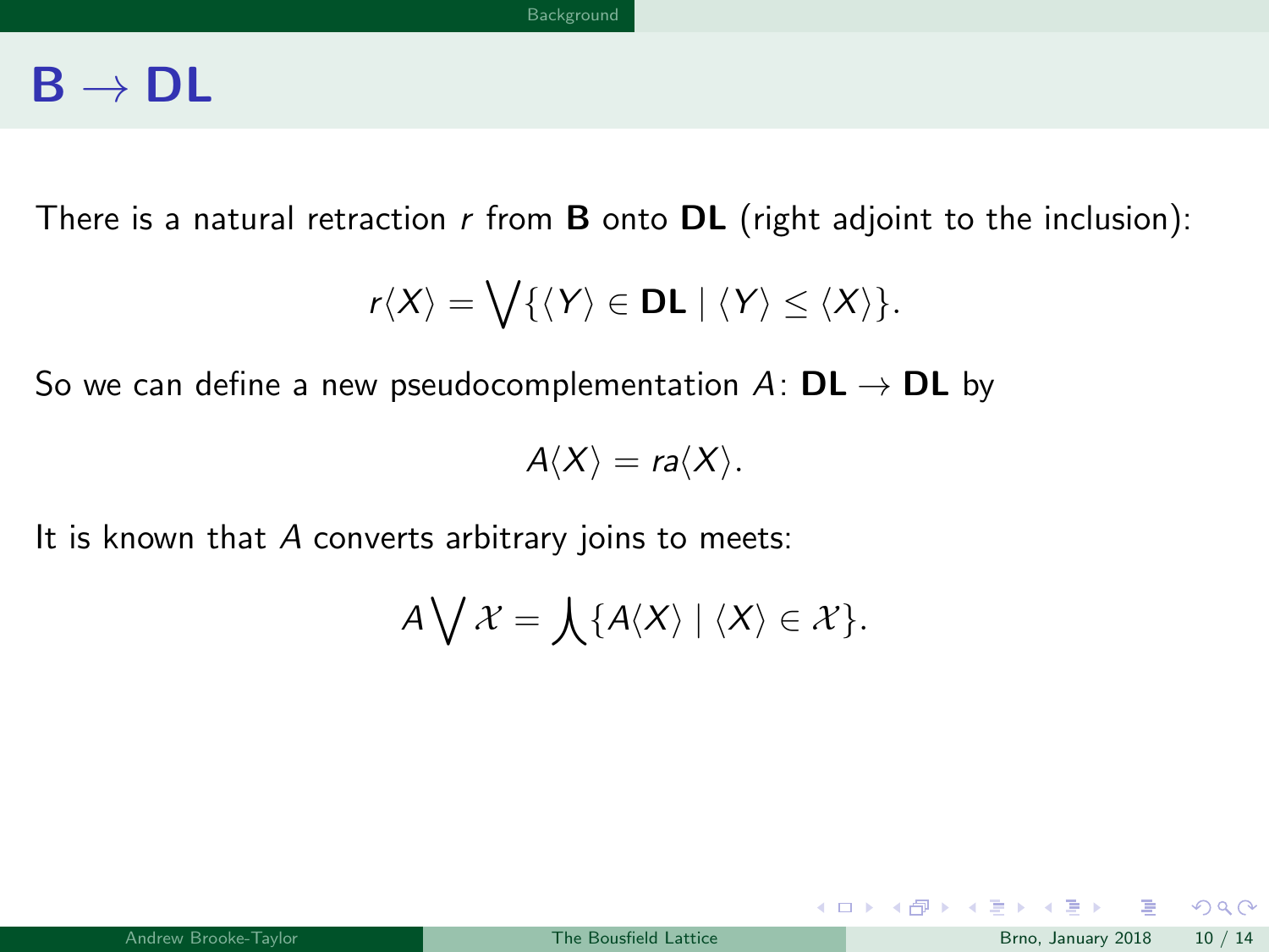# $\mathbf{B} \to \mathbf{DL}$

There is a natural retraction $r$ from $\mathbf{B}$ onto $\mathbf{DL}$ (right adjoint to the inclusion):

$$r\langle X\rangle = \bigvee\{\langle Y\rangle \in \mathbf{DL} \mid \langle Y\rangle \leq \langle X\rangle\}.$$

So we can define a new pseudocomplementation $A\colon \mathbf{DL} \to \mathbf{DL}$ by

$$A\langle X\rangle = ra\langle X\rangle.$$

It is known that $A$ converts arbitrary joins to meets:

$$A\bigvee \mathcal{X} = \bigwedge\{A\langle X\rangle \mid \langle X\rangle \in \mathcal{X}\}.$$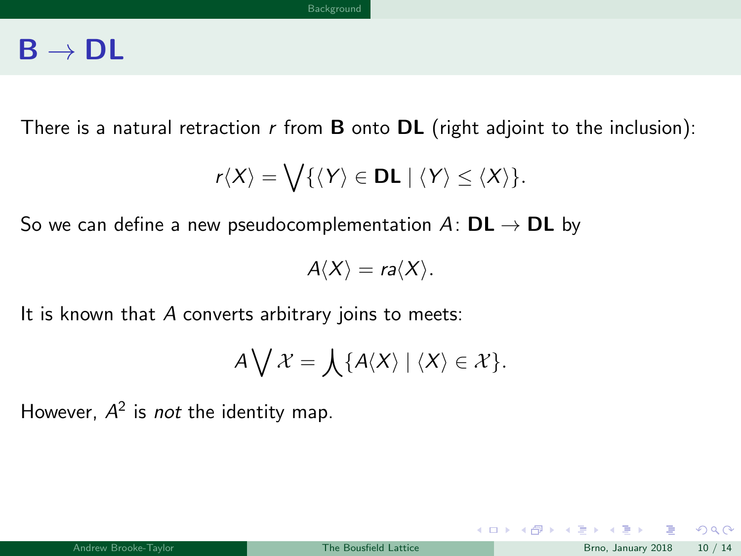# $\mathbf{B} \to \mathbf{DL}$

There is a natural retraction $r$ from $\mathbf{B}$ onto $\mathbf{DL}$ (right adjoint to the inclusion):

$$r\langle X\rangle = \bigvee\{\langle Y\rangle \in \mathbf{DL} \mid \langle Y\rangle \leq \langle X\rangle\}.$$

So we can define a new pseudocomplementation $A\colon \mathbf{DL} \to \mathbf{DL}$ by

$$A\langle X\rangle = ra\langle X\rangle.$$

It is known that $A$ converts arbitrary joins to meets:

$$A\bigvee \mathcal{X} = \bigwedge\{A\langle X\rangle \mid \langle X\rangle \in \mathcal{X}\}.$$

However, $A^2$ is *not* the identity map.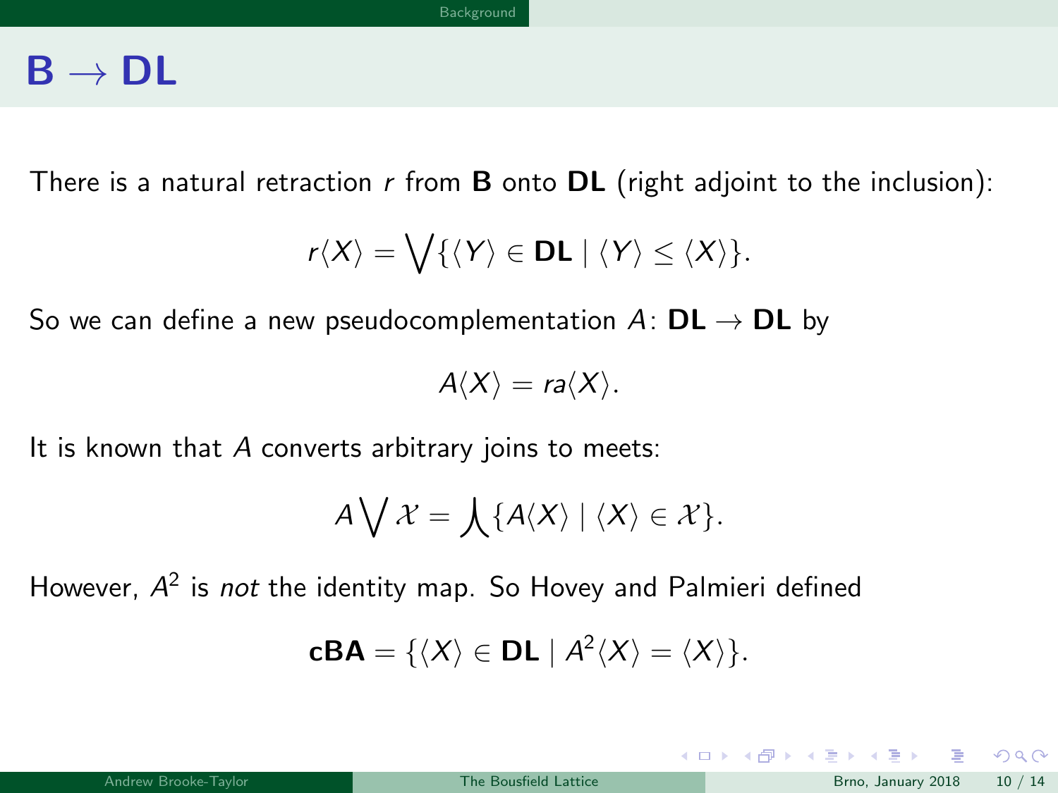# $\mathbf{B} \to \mathbf{DL}$

There is a natural retraction $r$ from $\mathbf{B}$ onto $\mathbf{DL}$ (right adjoint to the inclusion):

$$r\langle X\rangle = \bigvee\{\langle Y\rangle \in \mathbf{DL} \mid \langle Y\rangle \leq \langle X\rangle\}.$$

So we can define a new pseudocomplementation $A\colon \mathbf{DL} \to \mathbf{DL}$ by

$$A\langle X\rangle = ra\langle X\rangle.$$

It is known that $A$ converts arbitrary joins to meets:

$$A\bigvee \mathcal{X} = \bigwedge\{A\langle X\rangle \mid \langle X\rangle \in \mathcal{X}\}.$$

However, $A^2$ is *not* the identity map. So Hovey and Palmieri defined

$$\mathbf{cBA} = \{\langle X\rangle \in \mathbf{DL} \mid A^2\langle X\rangle = \langle X\rangle\}.$$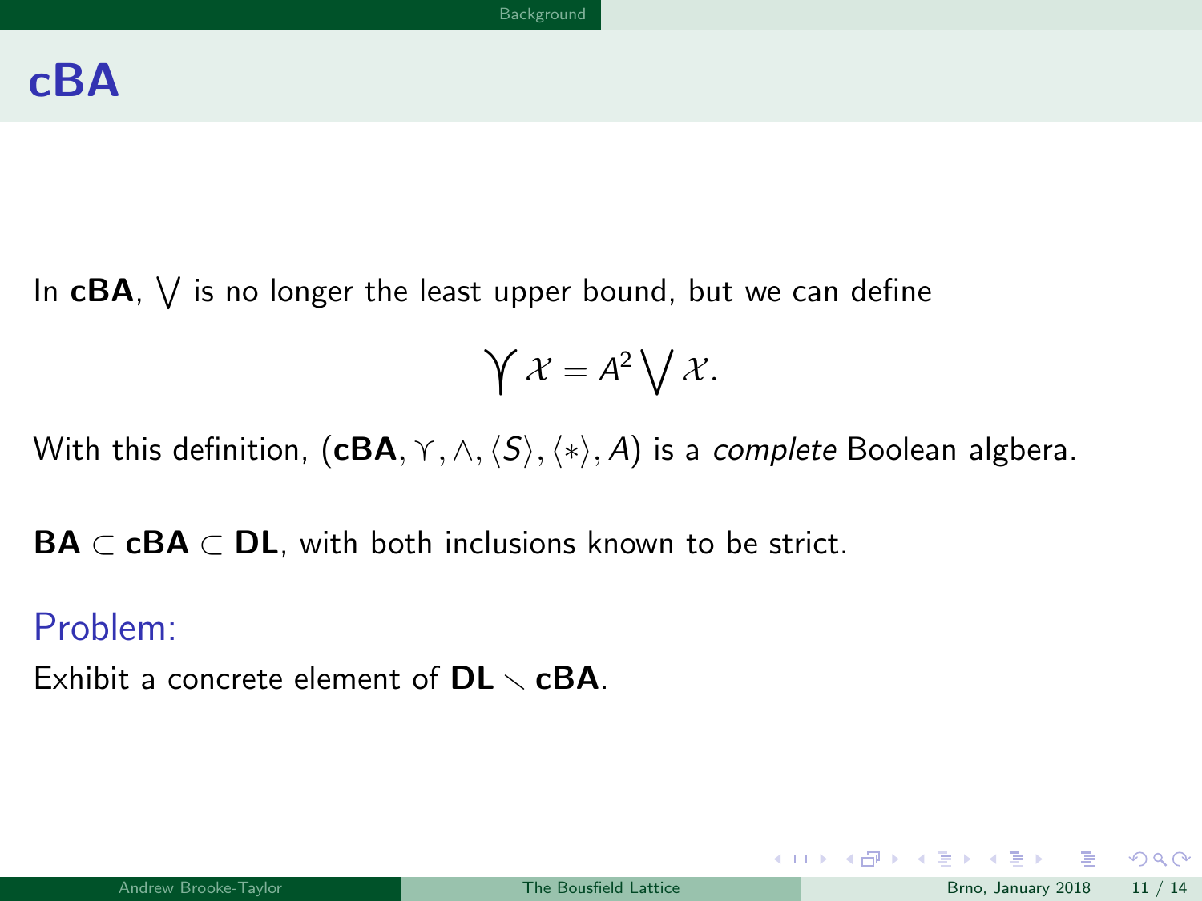# cBA

In **cBA**, $\bigvee$ is no longer the least upper bound, but we can define

$$\bigcurlyvee \mathcal{X} = A^2 \bigvee \mathcal{X}.$$

With this definition, $(\mathbf{cBA}, \curlyvee, \wedge, \langle S \rangle, \langle * \rangle, A)$ is a *complete* Boolean algebra.

$\mathbf{BA} \subset \mathbf{cBA} \subset \mathbf{DL}$, with both inclusions known to be strict.

## Problem:

Exhibit a concrete element of $\mathbf{DL} \smallsetminus \mathbf{cBA}$.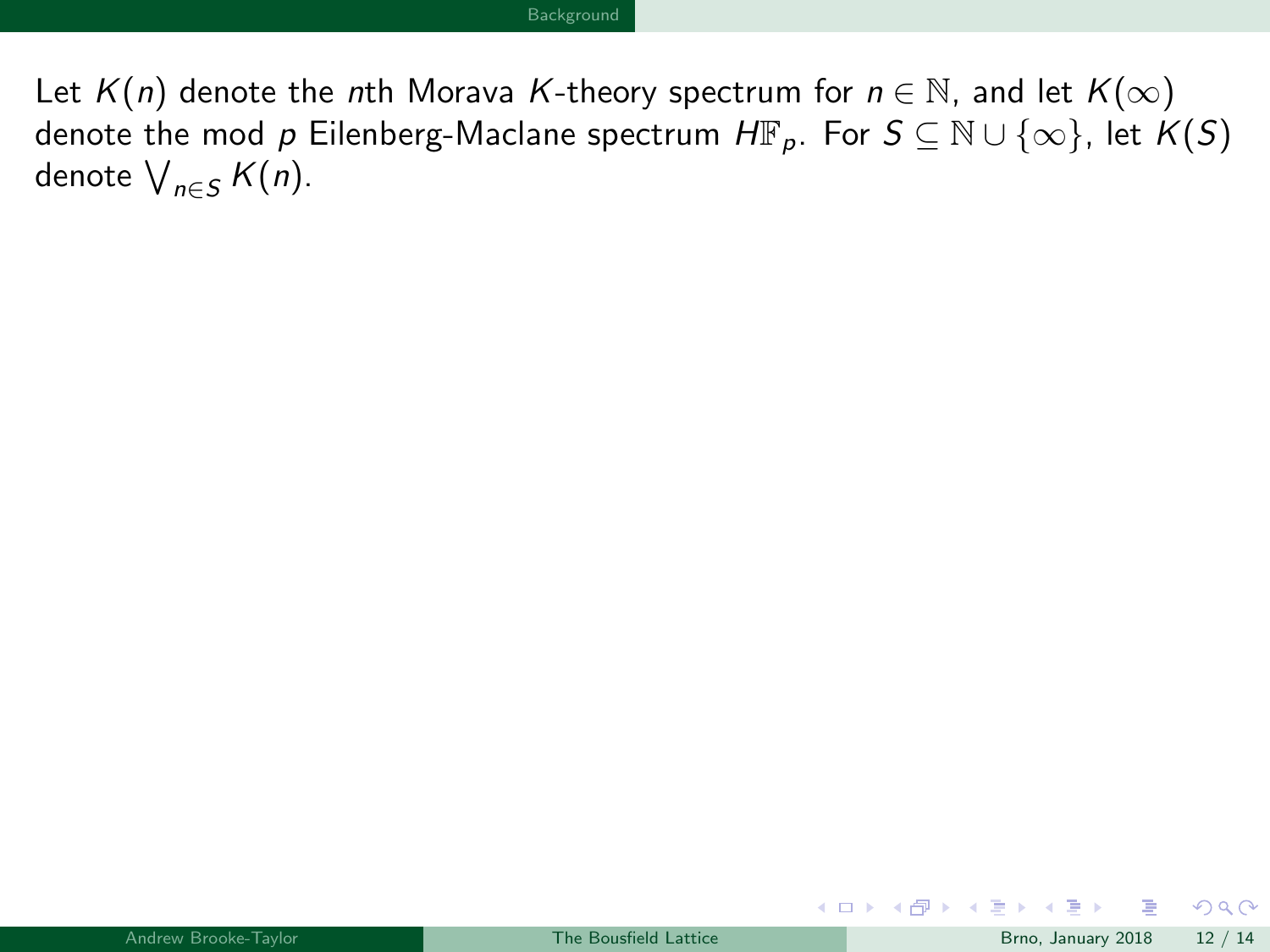Let $K(n)$ denote the $n$th Morava $K$-theory spectrum for $n \in \mathbb{N}$, and let $K(\infty)$ denote the mod $p$ Eilenberg-Maclane spectrum $H\mathbb{F}_p$. For $S \subseteq \mathbb{N} \cup \{\infty\}$, let $K(S)$ denote $\bigvee_{n \in S} K(n)$.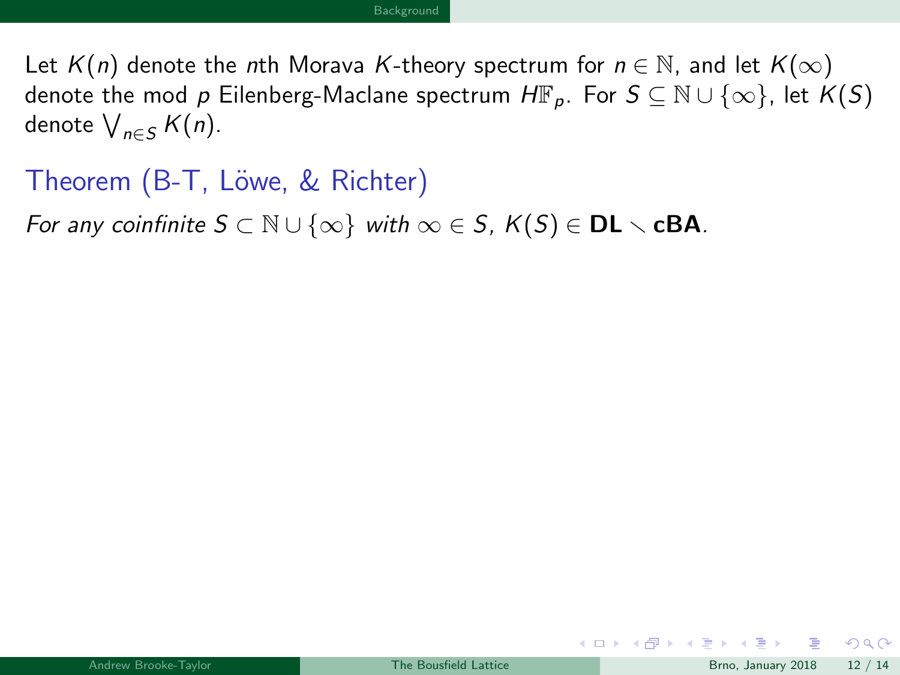Let $K(n)$ denote the $n$th Morava $K$-theory spectrum for $n \in \mathbb{N}$, and let $K(\infty)$ denote the mod $p$ Eilenberg-Maclane spectrum $H\mathbb{F}_p$. For $S \subseteq \mathbb{N} \cup \{\infty\}$, let $K(S)$ denote $\bigvee_{n \in S} K(n)$.

### Theorem (B-T, Löwe, & Richter)

*For any coinfinite $S \subset \mathbb{N} \cup \{\infty\}$ with $\infty \in S$, $K(S) \in \mathbf{DL} \setminus \mathbf{cBA}$.*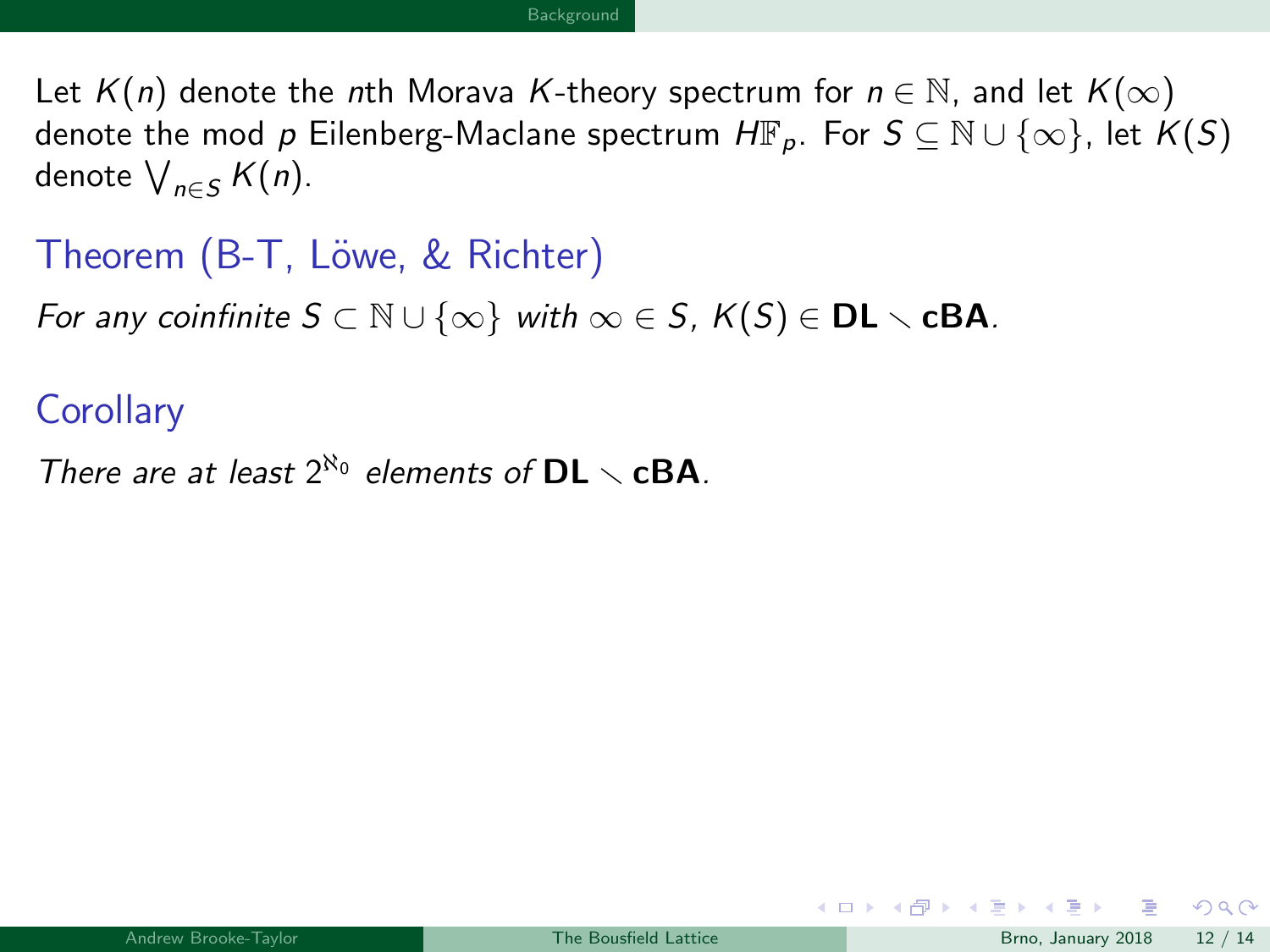Let $K(n)$ denote the $n$th Morava $K$-theory spectrum for $n \in \mathbb{N}$, and let $K(\infty)$ denote the mod $p$ Eilenberg-Maclane spectrum $H\mathbb{F}_p$. For $S \subseteq \mathbb{N} \cup \{\infty\}$, let $K(S)$ denote $\bigvee_{n \in S} K(n)$.

### Theorem (B-T, Löwe, & Richter)

*For any coinfinite $S \subset \mathbb{N} \cup \{\infty\}$ with $\infty \in S$, $K(S) \in \mathbf{DL} \smallsetminus \mathbf{cBA}$.*

### Corollary

*There are at least $2^{\aleph_0}$ elements of $\mathbf{DL} \smallsetminus \mathbf{cBA}$.*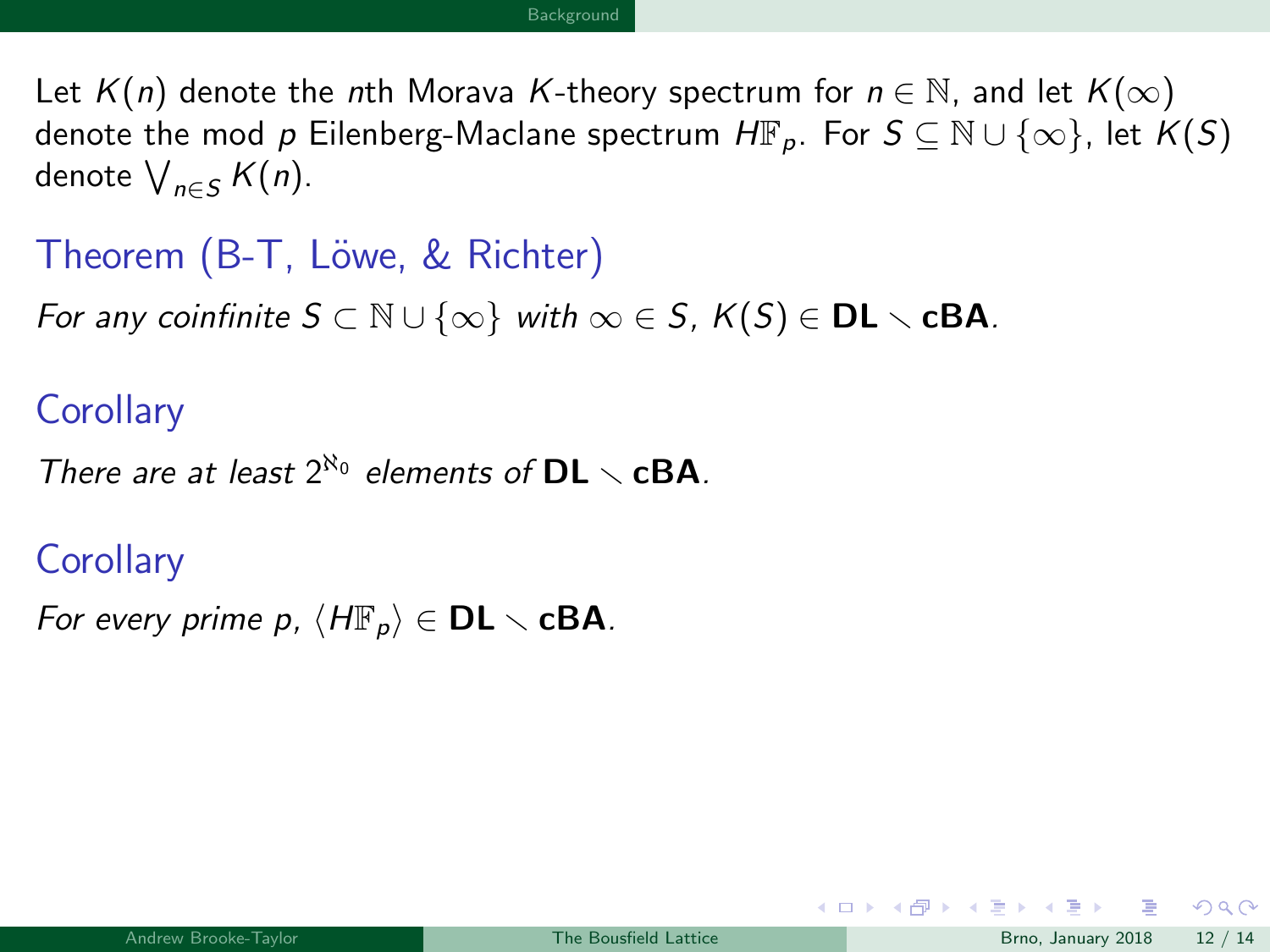Let $K(n)$ denote the $n$th Morava $K$-theory spectrum for $n \in \mathbb{N}$, and let $K(\infty)$ denote the mod $p$ Eilenberg-Maclane spectrum $H\mathbb{F}_p$. For $S \subseteq \mathbb{N} \cup \{\infty\}$, let $K(S)$ denote $\bigvee_{n \in S} K(n)$.

### Theorem (B-T, Löwe, & Richter)

*For any coinfinite $S \subset \mathbb{N} \cup \{\infty\}$ with $\infty \in S$, $K(S) \in \mathbf{DL} \setminus \mathbf{cBA}$.*

### Corollary

*There are at least $2^{\aleph_0}$ elements of $\mathbf{DL} \setminus \mathbf{cBA}$.*

### Corollary

*For every prime $p$, $\langle H\mathbb{F}_p \rangle \in \mathbf{DL} \setminus \mathbf{cBA}$.*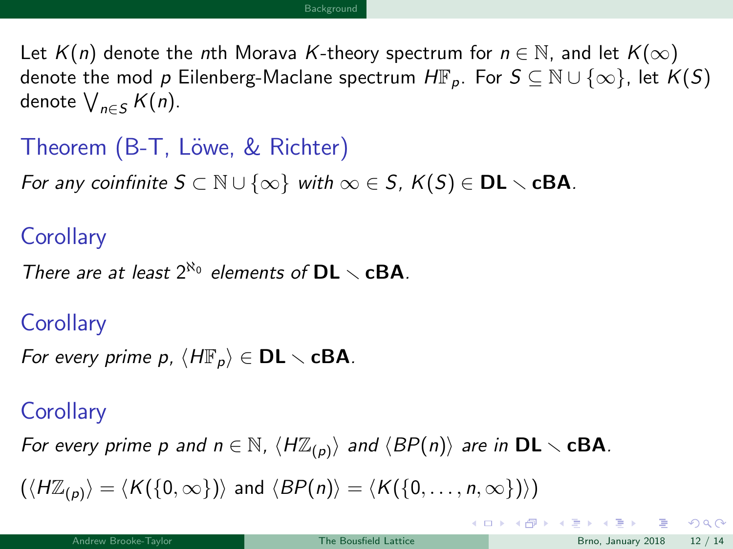Let $K(n)$ denote the $n$th Morava $K$-theory spectrum for $n \in \mathbb{N}$, and let $K(\infty)$ denote the mod $p$ Eilenberg-Maclane spectrum $H\mathbb{F}_p$. For $S \subseteq \mathbb{N} \cup \{\infty\}$, let $K(S)$ denote $\bigvee_{n \in S} K(n)$.

### Theorem (B-T, Löwe, & Richter)

*For any coinfinite $S \subset \mathbb{N} \cup \{\infty\}$ with $\infty \in S$, $K(S) \in \mathbf{DL} \smallsetminus \mathbf{cBA}$.*

### Corollary

*There are at least $2^{\aleph_0}$ elements of $\mathbf{DL} \smallsetminus \mathbf{cBA}$.*

### Corollary

*For every prime $p$, $\langle H\mathbb{F}_p \rangle \in \mathbf{DL} \smallsetminus \mathbf{cBA}$.*

### Corollary

*For every prime $p$ and $n \in \mathbb{N}$, $\langle H\mathbb{Z}_{(p)} \rangle$ and $\langle BP(n) \rangle$ are in $\mathbf{DL} \smallsetminus \mathbf{cBA}$.*

$(\langle H\mathbb{Z}_{(p)} \rangle = \langle K(\{0, \infty\}) \rangle$ and $\langle BP(n) \rangle = \langle K(\{0, \dots, n, \infty\}) \rangle)$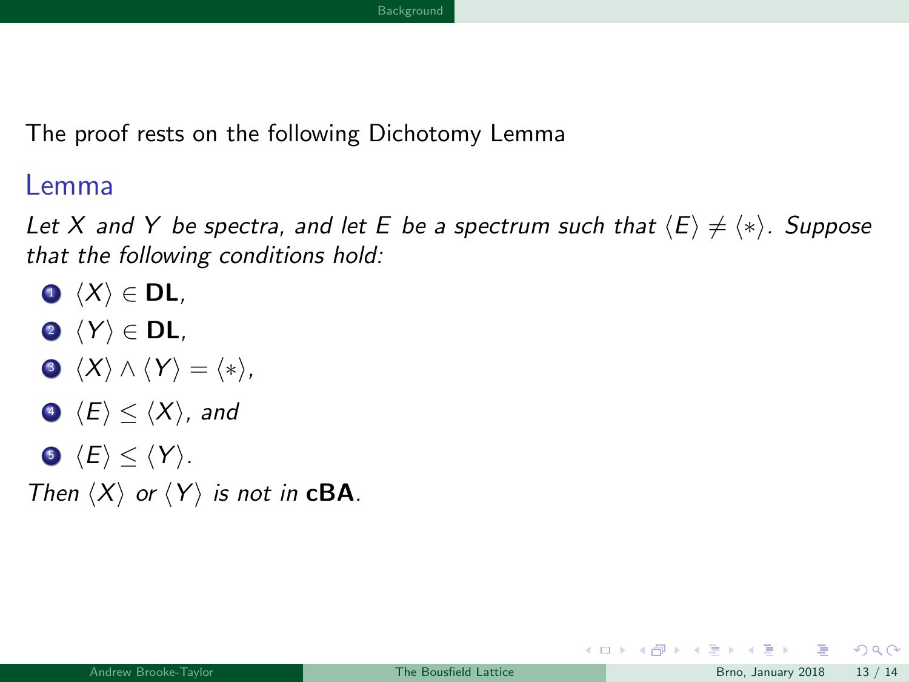The proof rests on the following Dichotomy Lemma

### Lemma

*Let $X$ and $Y$ be spectra, and let $E$ be a spectrum such that $\langle E \rangle \neq \langle * \rangle$. Suppose that the following conditions hold:*

1. $\langle X \rangle \in \mathbf{DL}$,
2. $\langle Y \rangle \in \mathbf{DL}$,
3. $\langle X \rangle \wedge \langle Y \rangle = \langle * \rangle$,
4. $\langle E \rangle \leq \langle X \rangle$, *and*
5. $\langle E \rangle \leq \langle Y \rangle$.

*Then $\langle X \rangle$ or $\langle Y \rangle$ is not in* $\mathbf{cBA}$.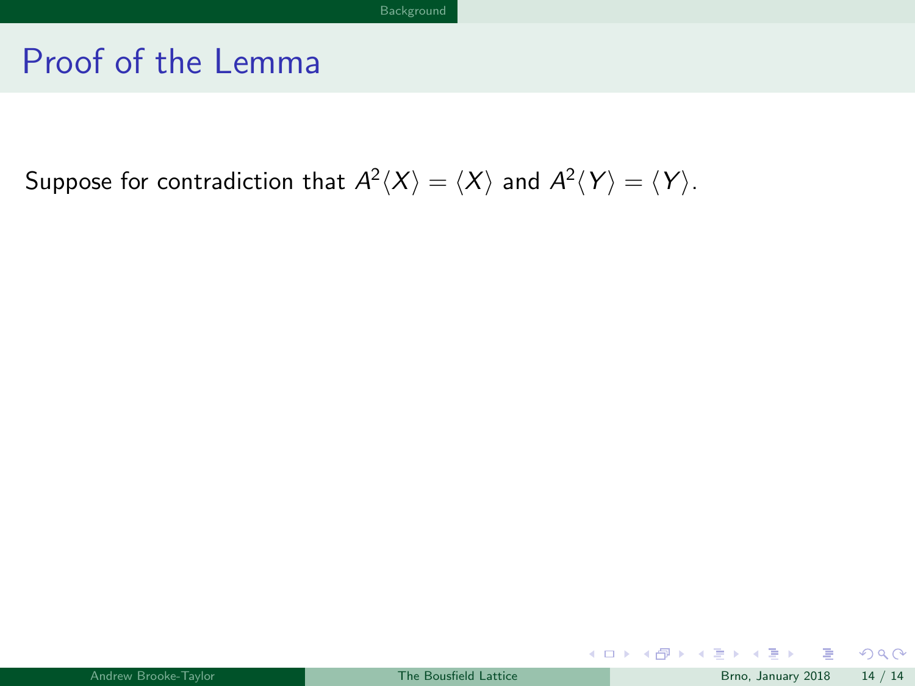# Proof of the Lemma

Suppose for contradiction that $A^2\langle X \rangle = \langle X \rangle$ and $A^2\langle Y \rangle = \langle Y \rangle$.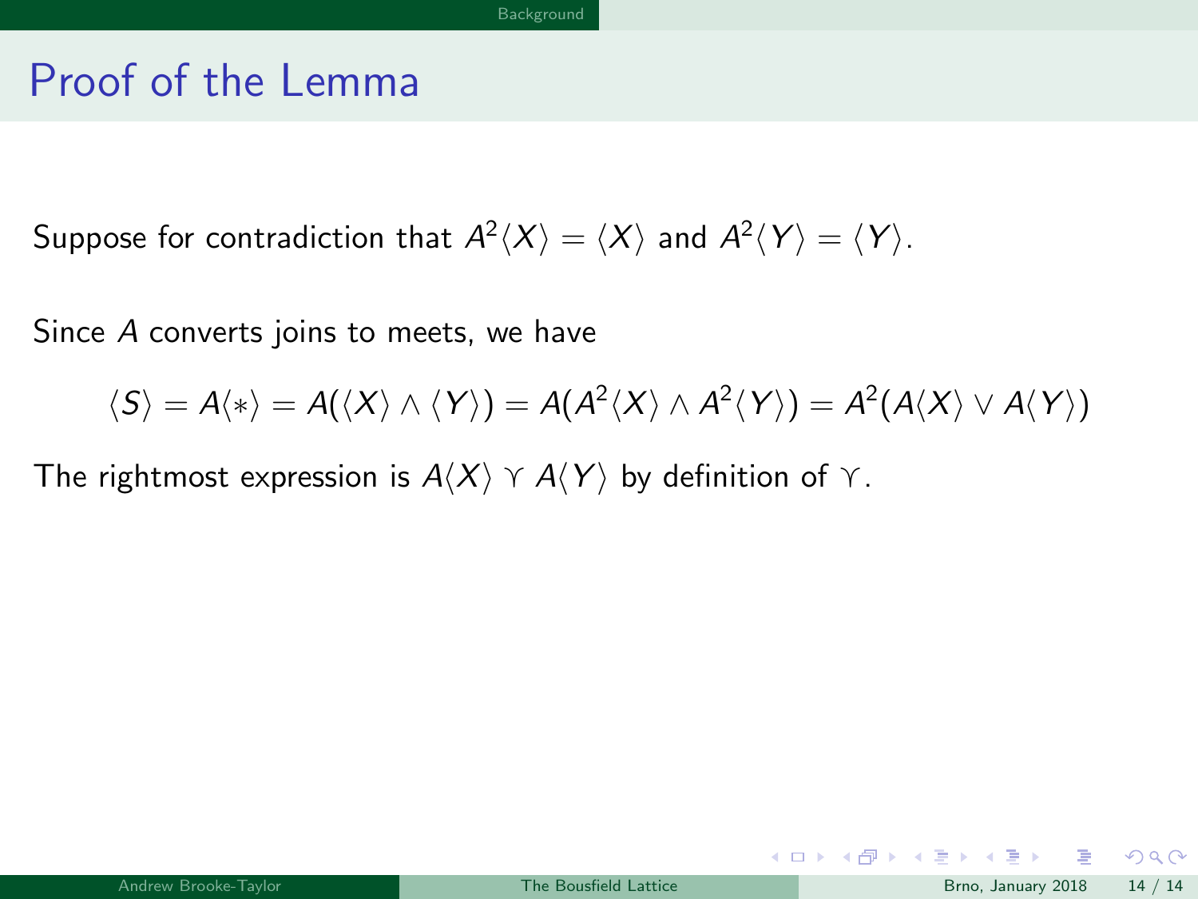# Proof of the Lemma

Suppose for contradiction that $A^2\langle X\rangle = \langle X\rangle$ and $A^2\langle Y\rangle = \langle Y\rangle$.

Since $A$ converts joins to meets, we have

$$\langle S\rangle = A\langle *\rangle = A(\langle X\rangle \wedge \langle Y\rangle) = A(A^2\langle X\rangle \wedge A^2\langle Y\rangle) = A^2(A\langle X\rangle \vee A\langle Y\rangle)$$

The rightmost expression is $A\langle X\rangle \curlyvee A\langle Y\rangle$ by definition of $\curlyvee$.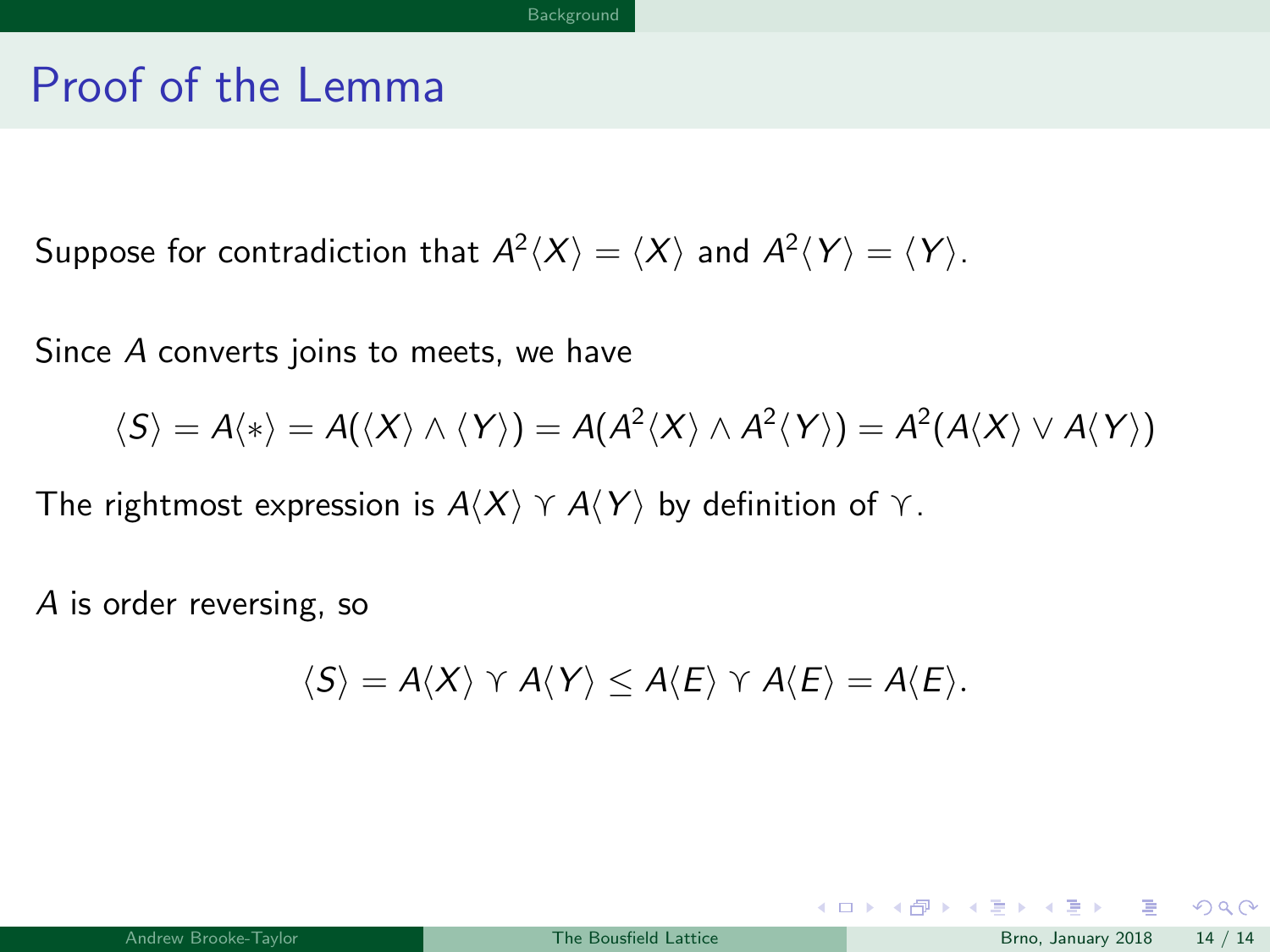# Proof of the Lemma

Suppose for contradiction that $A^2\langle X\rangle = \langle X\rangle$ and $A^2\langle Y\rangle = \langle Y\rangle$.

Since $A$ converts joins to meets, we have

$$\langle S\rangle = A\langle *\rangle = A(\langle X\rangle \wedge \langle Y\rangle) = A(A^2\langle X\rangle \wedge A^2\langle Y\rangle) = A^2(A\langle X\rangle \vee A\langle Y\rangle)$$

The rightmost expression is $A\langle X\rangle \curlyvee A\langle Y\rangle$ by definition of $\curlyvee$.

$A$ is order reversing, so

$$\langle S\rangle = A\langle X\rangle \curlyvee A\langle Y\rangle \leq A\langle E\rangle \curlyvee A\langle E\rangle = A\langle E\rangle.$$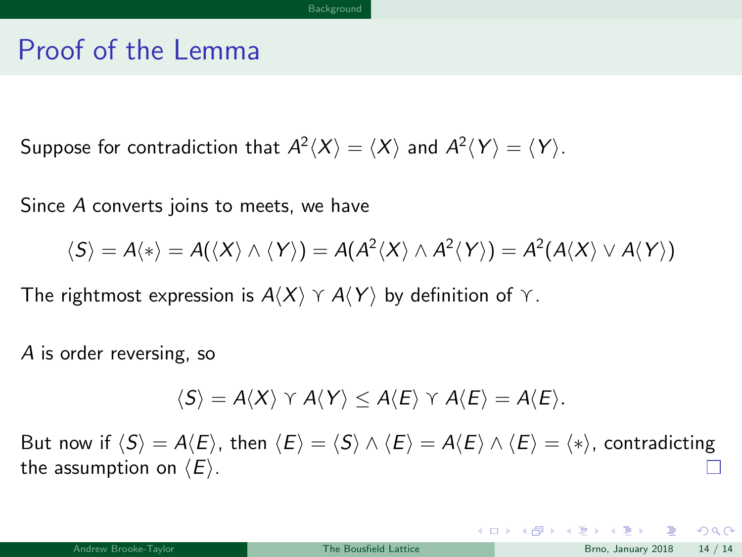# Proof of the Lemma

Suppose for contradiction that $A^2\langle X\rangle = \langle X\rangle$ and $A^2\langle Y\rangle = \langle Y\rangle$.

Since $A$ converts joins to meets, we have

$$\langle S\rangle = A\langle *\rangle = A(\langle X\rangle \wedge \langle Y\rangle) = A(A^2\langle X\rangle \wedge A^2\langle Y\rangle) = A^2(A\langle X\rangle \vee A\langle Y\rangle)$$

The rightmost expression is $A\langle X\rangle \curlyvee A\langle Y\rangle$ by definition of $\curlyvee$.

$A$ is order reversing, so

$$\langle S\rangle = A\langle X\rangle \curlyvee A\langle Y\rangle \leq A\langle E\rangle \curlyvee A\langle E\rangle = A\langle E\rangle.$$

But now if $\langle S\rangle = A\langle E\rangle$, then $\langle E\rangle = \langle S\rangle \wedge \langle E\rangle = A\langle E\rangle \wedge \langle E\rangle = \langle *\rangle$, contradicting the assumption on $\langle E\rangle$. □